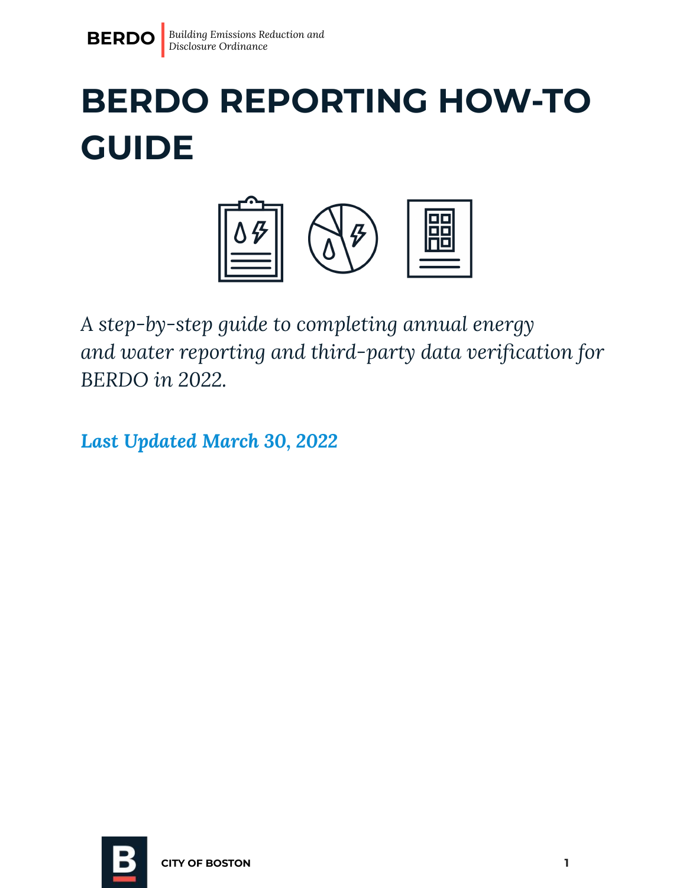**BERDO** | *Building Emissions Reduction and Disclosure Ordinance*

# BERDO REPORTING HOW-TO GUIDE

*A step-by-step guide to completing annual energy and water reporting and third-party data verification for BERDO in 2022.*

***Last Updated March 30, 2022***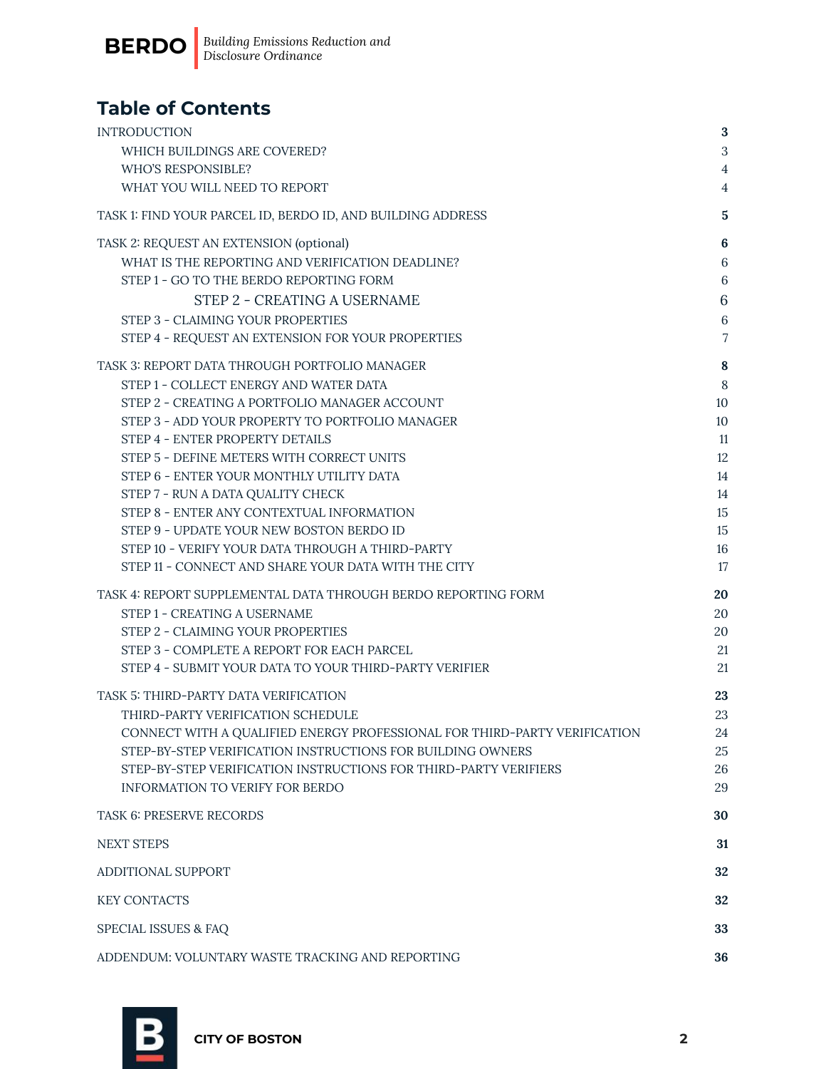# Table of Contents

| | |
|---|---|
| **INTRODUCTION** | **3** |
| WHICH BUILDINGS ARE COVERED? | 3 |
| WHO'S RESPONSIBLE? | 4 |
| WHAT YOU WILL NEED TO REPORT | 4 |
| **TASK 1: FIND YOUR PARCEL ID, BERDO ID, AND BUILDING ADDRESS** | **5** |
| **TASK 2: REQUEST AN EXTENSION (optional)** | **6** |
| WHAT IS THE REPORTING AND VERIFICATION DEADLINE? | 6 |
| STEP 1 - GO TO THE BERDO REPORTING FORM | 6 |
| STEP 2 - CREATING A USERNAME | 6 |
| STEP 3 - CLAIMING YOUR PROPERTIES | 6 |
| STEP 4 - REQUEST AN EXTENSION FOR YOUR PROPERTIES | 7 |
| **TASK 3: REPORT DATA THROUGH PORTFOLIO MANAGER** | **8** |
| STEP 1 - COLLECT ENERGY AND WATER DATA | 8 |
| STEP 2 - CREATING A PORTFOLIO MANAGER ACCOUNT | 10 |
| STEP 3 - ADD YOUR PROPERTY TO PORTFOLIO MANAGER | 10 |
| STEP 4 - ENTER PROPERTY DETAILS | 11 |
| STEP 5 - DEFINE METERS WITH CORRECT UNITS | 12 |
| STEP 6 - ENTER YOUR MONTHLY UTILITY DATA | 14 |
| STEP 7 - RUN A DATA QUALITY CHECK | 14 |
| STEP 8 - ENTER ANY CONTEXTUAL INFORMATION | 15 |
| STEP 9 - UPDATE YOUR NEW BOSTON BERDO ID | 15 |
| STEP 10 - VERIFY YOUR DATA THROUGH A THIRD-PARTY | 16 |
| STEP 11 - CONNECT AND SHARE YOUR DATA WITH THE CITY | 17 |
| **TASK 4: REPORT SUPPLEMENTAL DATA THROUGH BERDO REPORTING FORM** | **20** |
| STEP 1 - CREATING A USERNAME | 20 |
| STEP 2 - CLAIMING YOUR PROPERTIES | 20 |
| STEP 3 - COMPLETE A REPORT FOR EACH PARCEL | 21 |
| STEP 4 - SUBMIT YOUR DATA TO YOUR THIRD-PARTY VERIFIER | 21 |
| **TASK 5: THIRD-PARTY DATA VERIFICATION** | **23** |
| THIRD-PARTY VERIFICATION SCHEDULE | 23 |
| CONNECT WITH A QUALIFIED ENERGY PROFESSIONAL FOR THIRD-PARTY VERIFICATION | 24 |
| STEP-BY-STEP VERIFICATION INSTRUCTIONS FOR BUILDING OWNERS | 25 |
| STEP-BY-STEP VERIFICATION INSTRUCTIONS FOR THIRD-PARTY VERIFIERS | 26 |
| INFORMATION TO VERIFY FOR BERDO | 29 |
| **TASK 6: PRESERVE RECORDS** | **30** |
| **NEXT STEPS** | **31** |
| **ADDITIONAL SUPPORT** | **32** |
| **KEY CONTACTS** | **32** |
| **SPECIAL ISSUES & FAQ** | **33** |
| **ADDENDUM: VOLUNTARY WASTE TRACKING AND REPORTING** | **36** |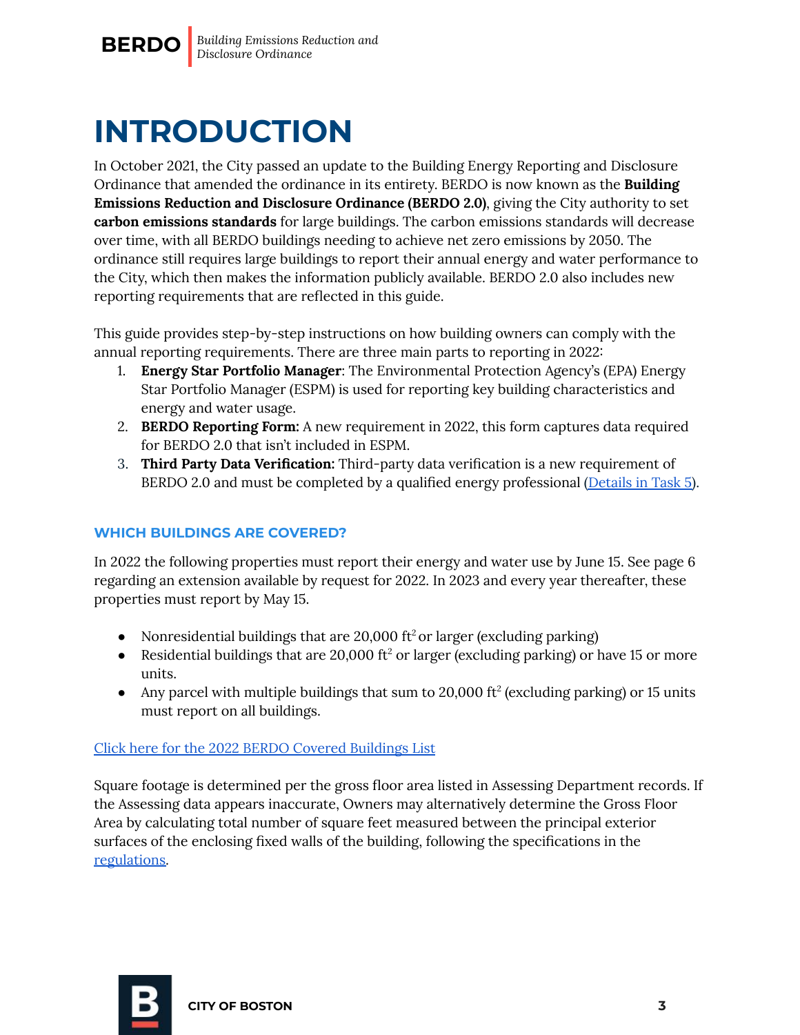# INTRODUCTION

In October 2021, the City passed an update to the Building Energy Reporting and Disclosure Ordinance that amended the ordinance in its entirety. BERDO is now known as the **Building Emissions Reduction and Disclosure Ordinance (BERDO 2.0)**, giving the City authority to set **carbon emissions standards** for large buildings. The carbon emissions standards will decrease over time, with all BERDO buildings needing to achieve net zero emissions by 2050. The ordinance still requires large buildings to report their annual energy and water performance to the City, which then makes the information publicly available. BERDO 2.0 also includes new reporting requirements that are reflected in this guide.

This guide provides step-by-step instructions on how building owners can comply with the annual reporting requirements. There are three main parts to reporting in 2022:

1. **Energy Star Portfolio Manager**: The Environmental Protection Agency's (EPA) Energy Star Portfolio Manager (ESPM) is used for reporting key building characteristics and energy and water usage.
2. **BERDO Reporting Form:** A new requirement in 2022, this form captures data required for BERDO 2.0 that isn't included in ESPM.
3. **Third Party Data Verification:** Third-party data verification is a new requirement of BERDO 2.0 and must be completed by a qualified energy professional (Details in Task 5).

### WHICH BUILDINGS ARE COVERED?

In 2022 the following properties must report their energy and water use by June 15. See page 6 regarding an extension available by request for 2022. In 2023 and every year thereafter, these properties must report by May 15.

- Nonresidential buildings that are 20,000 $ft^2$ or larger (excluding parking)
- Residential buildings that are 20,000 $ft^2$ or larger (excluding parking) or have 15 or more units.
- Any parcel with multiple buildings that sum to 20,000 $ft^2$ (excluding parking) or 15 units must report on all buildings.

Click here for the 2022 BERDO Covered Buildings List

Square footage is determined per the gross floor area listed in Assessing Department records. If the Assessing data appears inaccurate, Owners may alternatively determine the Gross Floor Area by calculating total number of square feet measured between the principal exterior surfaces of the enclosing fixed walls of the building, following the specifications in the regulations.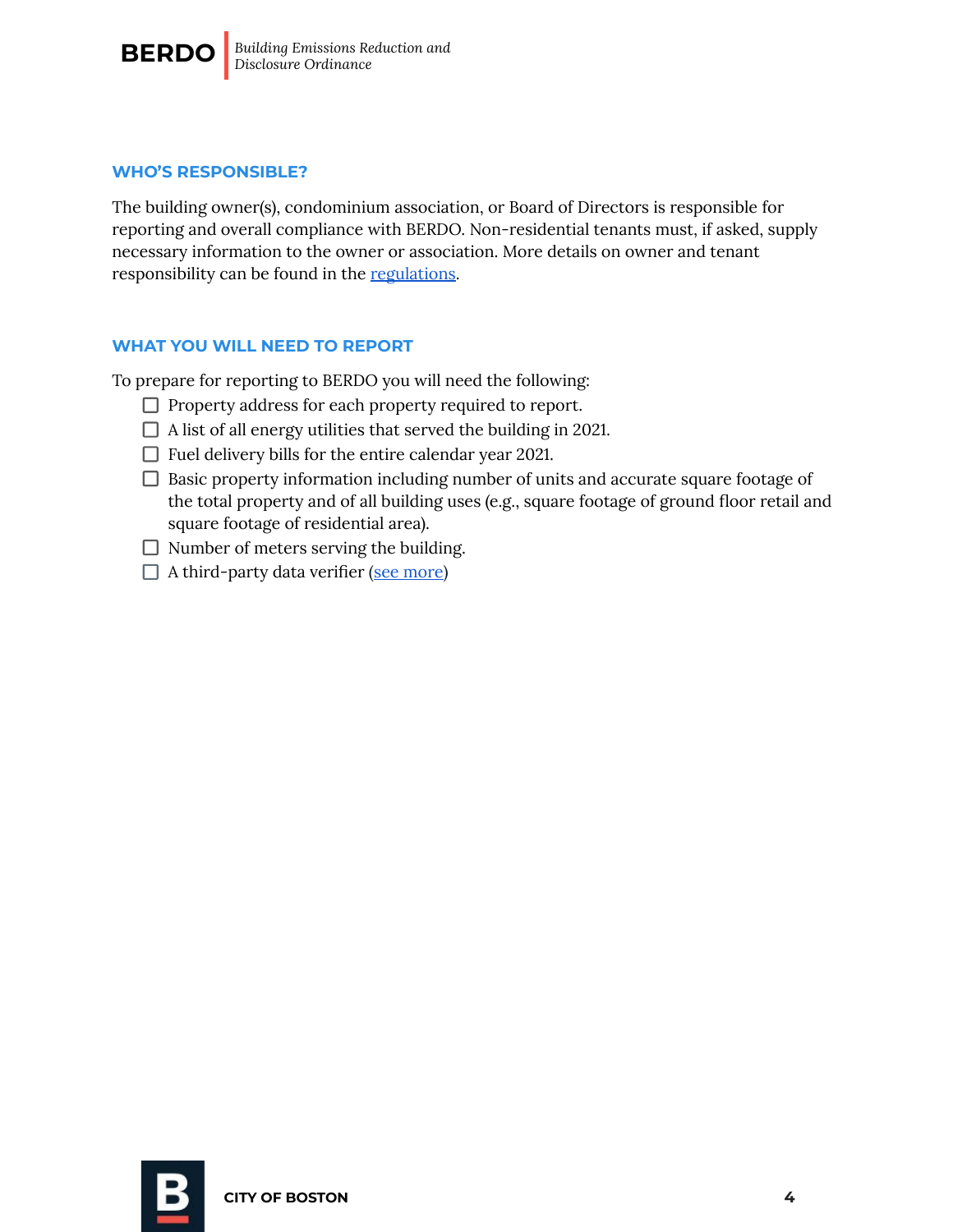## WHO'S RESPONSIBLE?

The building owner(s), condominium association, or Board of Directors is responsible for reporting and overall compliance with BERDO. Non-residential tenants must, if asked, supply necessary information to the owner or association. More details on owner and tenant responsibility can be found in the regulations.

## WHAT YOU WILL NEED TO REPORT

To prepare for reporting to BERDO you will need the following:

- [ ] Property address for each property required to report.
- [ ] A list of all energy utilities that served the building in 2021.
- [ ] Fuel delivery bills for the entire calendar year 2021.
- [ ] Basic property information including number of units and accurate square footage of the total property and of all building uses (e.g., square footage of ground floor retail and square footage of residential area).
- [ ] Number of meters serving the building.
- [ ] A third-party data verifier (see more)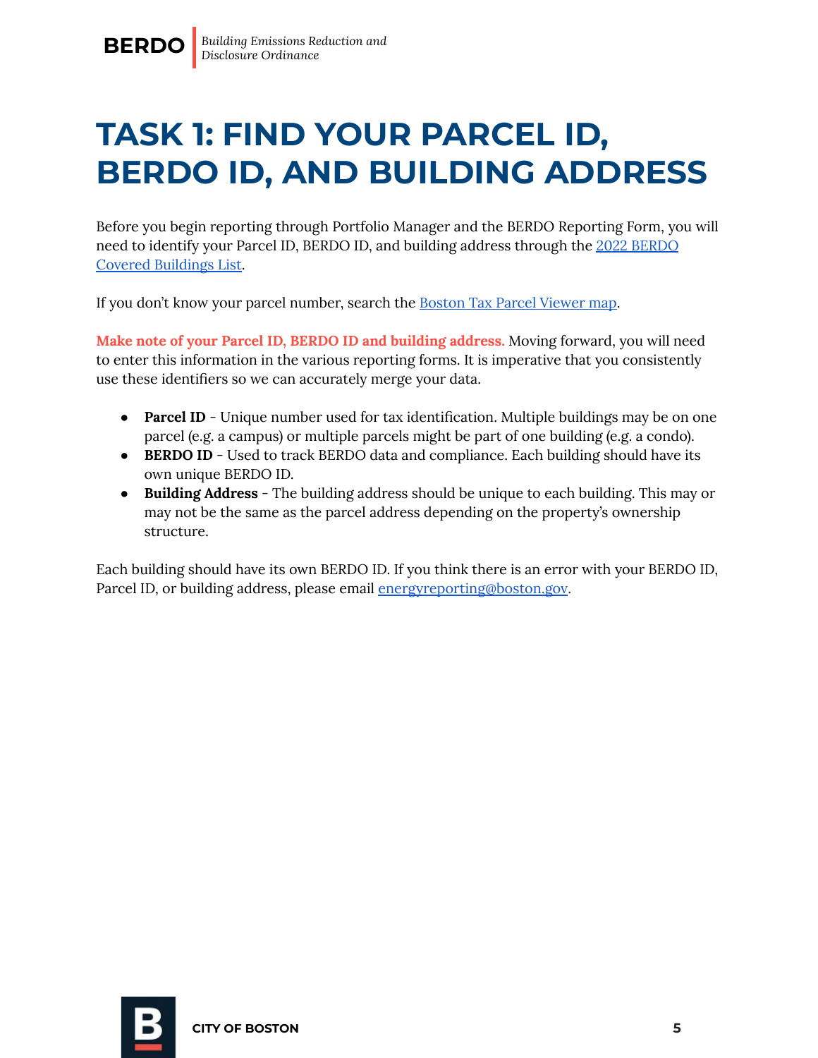# TASK 1: FIND YOUR PARCEL ID, BERDO ID, AND BUILDING ADDRESS

Before you begin reporting through Portfolio Manager and the BERDO Reporting Form, you will need to identify your Parcel ID, BERDO ID, and building address through the 2022 BERDO Covered Buildings List.

If you don't know your parcel number, search the Boston Tax Parcel Viewer map.

**Make note of your Parcel ID, BERDO ID and building address.** Moving forward, you will need to enter this information in the various reporting forms. It is imperative that you consistently use these identifiers so we can accurately merge your data.

- **Parcel ID** - Unique number used for tax identification. Multiple buildings may be on one parcel (e.g. a campus) or multiple parcels might be part of one building (e.g. a condo).
- **BERDO ID** - Used to track BERDO data and compliance. Each building should have its own unique BERDO ID.
- **Building Address** - The building address should be unique to each building. This may or may not be the same as the parcel address depending on the property's ownership structure.

Each building should have its own BERDO ID. If you think there is an error with your BERDO ID, Parcel ID, or building address, please email energyreporting@boston.gov.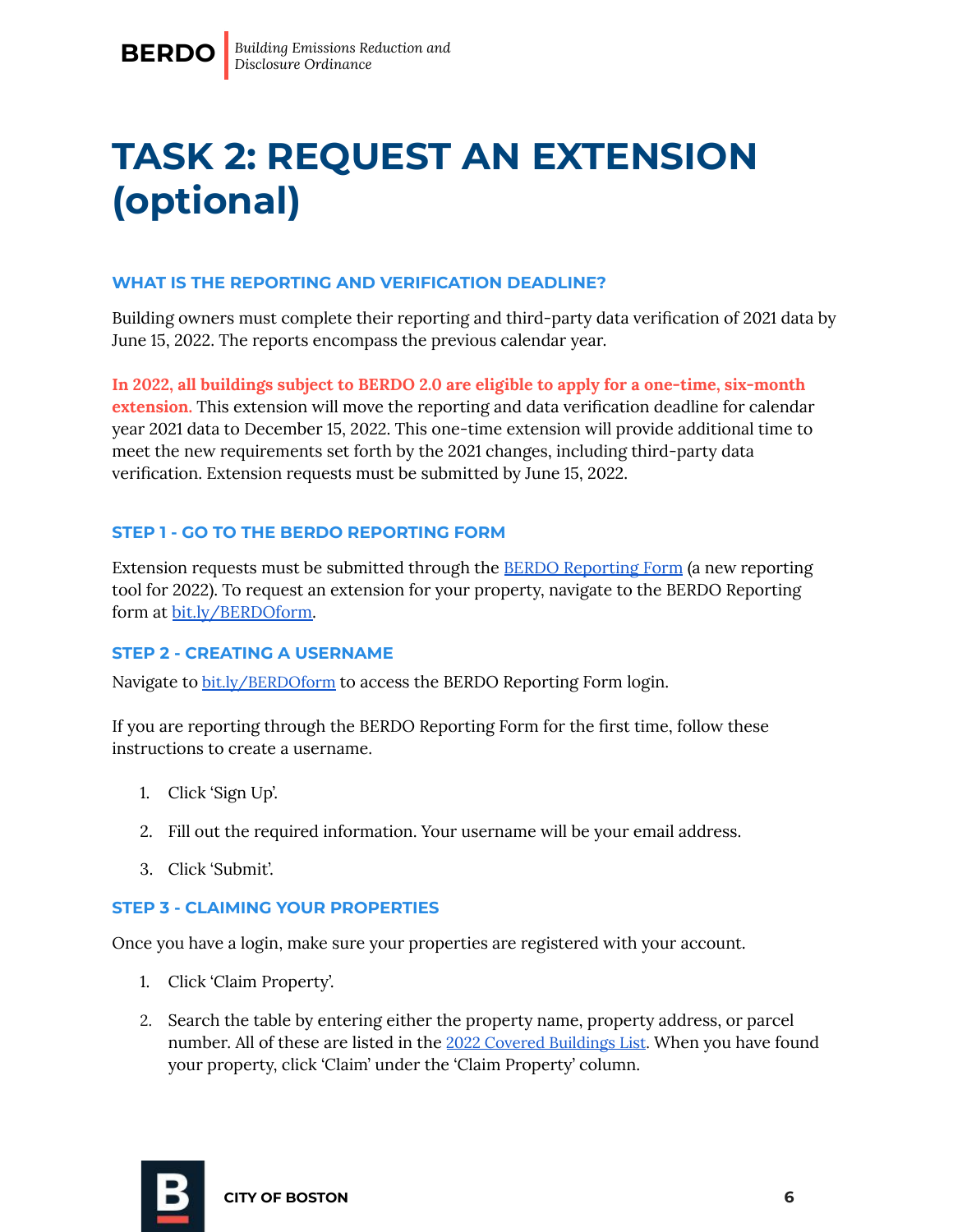# TASK 2: REQUEST AN EXTENSION (optional)

### WHAT IS THE REPORTING AND VERIFICATION DEADLINE?

Building owners must complete their reporting and third-party data verification of 2021 data by June 15, 2022. The reports encompass the previous calendar year.

**In 2022, all buildings subject to BERDO 2.0 are eligible to apply for a one-time, six-month extension.** This extension will move the reporting and data verification deadline for calendar year 2021 data to December 15, 2022. This one-time extension will provide additional time to meet the new requirements set forth by the 2021 changes, including third-party data verification. Extension requests must be submitted by June 15, 2022.

### STEP 1 - GO TO THE BERDO REPORTING FORM

Extension requests must be submitted through the BERDO Reporting Form (a new reporting tool for 2022). To request an extension for your property, navigate to the BERDO Reporting form at bit.ly/BERDOform.

### STEP 2 - CREATING A USERNAME

Navigate to bit.ly/BERDOform to access the BERDO Reporting Form login.

If you are reporting through the BERDO Reporting Form for the first time, follow these instructions to create a username.

1. Click 'Sign Up'.
2. Fill out the required information. Your username will be your email address.
3. Click 'Submit'.

### STEP 3 - CLAIMING YOUR PROPERTIES

Once you have a login, make sure your properties are registered with your account.

1. Click 'Claim Property'.
2. Search the table by entering either the property name, property address, or parcel number. All of these are listed in the 2022 Covered Buildings List. When you have found your property, click 'Claim' under the 'Claim Property' column.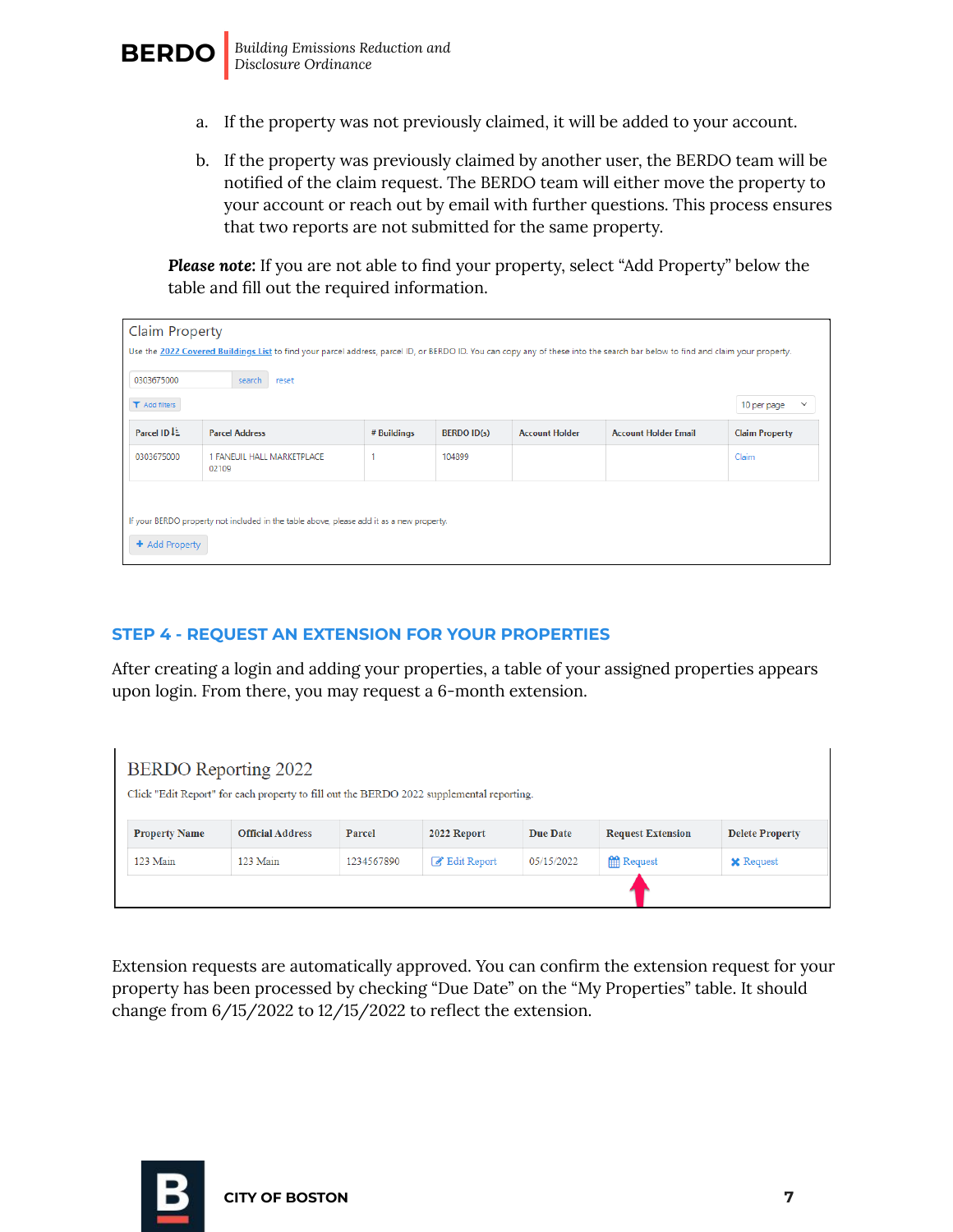a. If the property was not previously claimed, it will be added to your account.

b. If the property was previously claimed by another user, the BERDO team will be notified of the claim request. The BERDO team will either move the property to your account or reach out by email with further questions. This process ensures that two reports are not submitted for the same property.

***Please note:*** If you are not able to find your property, select “Add Property” below the table and fill out the required information.

Claim Property

Use the 2022 Covered Buildings List to find your parcel address, parcel ID, or BERDO ID. You can copy any of these into the search bar below to find and claim your property.

| Parcel ID | Parcel Address | # Buildings | BERDO ID(s) | Account Holder | Account Holder Email | Claim Property |
|---|---|---|---|---|---|---|
| 0303675000 | 1 FANEUIL HALL MARKETPLACE 02109 | 1 | 104899 | | | Claim |

If your BERDO property not included in the table above, please add it as a new property.

+ Add Property

## STEP 4 - REQUEST AN EXTENSION FOR YOUR PROPERTIES

After creating a login and adding your properties, a table of your assigned properties appears upon login. From there, you may request a 6-month extension.

BERDO Reporting 2022

Click "Edit Report" for each property to fill out the BERDO 2022 supplemental reporting.

| Property Name | Official Address | Parcel | 2022 Report | Due Date | Request Extension | Delete Property |
|---|---|---|---|---|---|---|
| 123 Main | 123 Main | 1234567890 | Edit Report | 05/15/2022 | Request | Request |

Extension requests are automatically approved. You can confirm the extension request for your property has been processed by checking “Due Date” on the “My Properties” table. It should change from 6/15/2022 to 12/15/2022 to reflect the extension.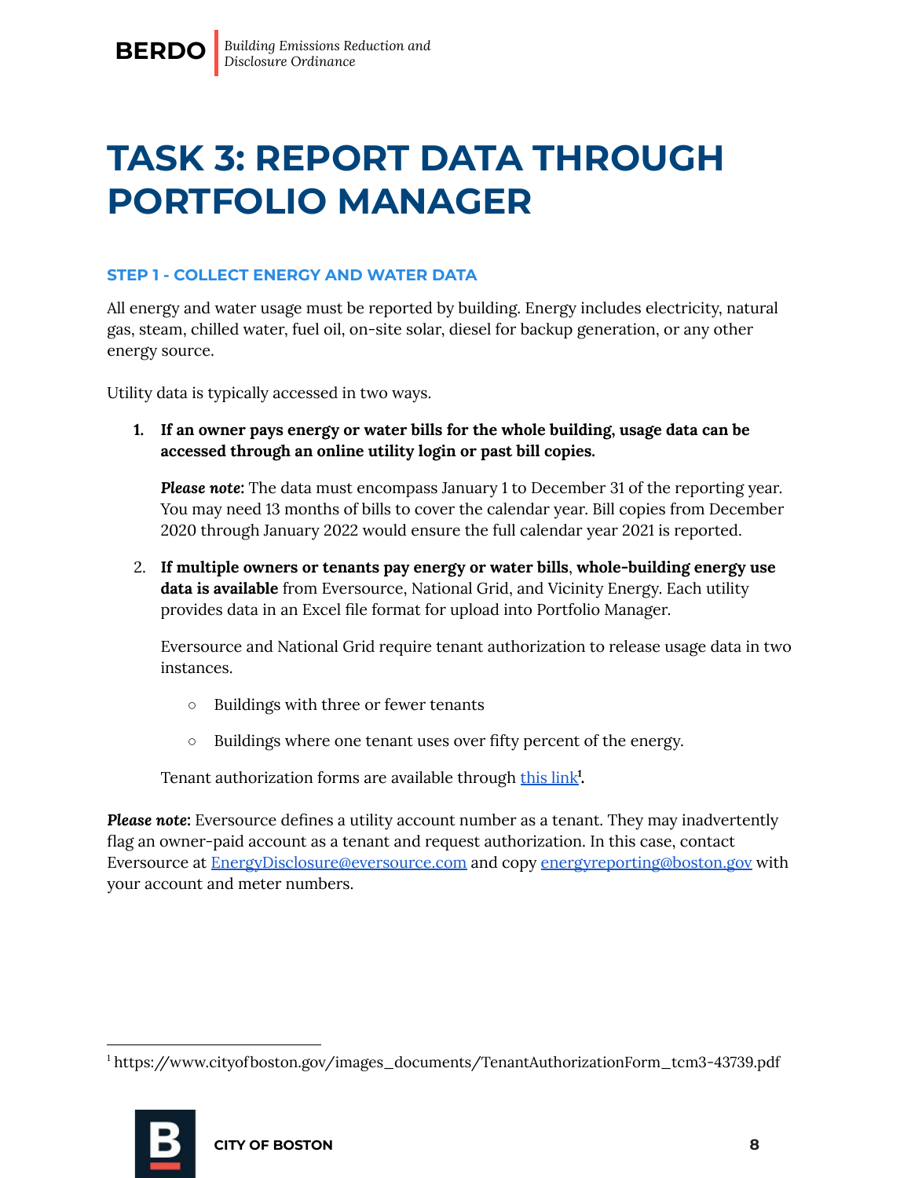# TASK 3: REPORT DATA THROUGH PORTFOLIO MANAGER

### STEP 1 - COLLECT ENERGY AND WATER DATA

All energy and water usage must be reported by building. Energy includes electricity, natural gas, steam, chilled water, fuel oil, on-site solar, diesel for backup generation, or any other energy source.

Utility data is typically accessed in two ways.

1. **If an owner pays energy or water bills for the whole building, usage data can be accessed through an online utility login or past bill copies.**

   ***Please note:*** The data must encompass January 1 to December 31 of the reporting year. You may need 13 months of bills to cover the calendar year. Bill copies from December 2020 through January 2022 would ensure the full calendar year 2021 is reported.

2. **If multiple owners or tenants pay energy or water bills**, **whole-building energy use data is available** from Eversource, National Grid, and Vicinity Energy. Each utility provides data in an Excel file format for upload into Portfolio Manager.

   Eversource and National Grid require tenant authorization to release usage data in two instances.

   - Buildings with three or fewer tenants
   - Buildings where one tenant uses over fifty percent of the energy.

   Tenant authorization forms are available through this link[1].

***Please note:*** Eversource defines a utility account number as a tenant. They may inadvertently flag an owner-paid account as a tenant and request authorization. In this case, contact Eversource at EnergyDisclosure@eversource.com and copy energyreporting@boston.gov with your account and meter numbers.

[1] https://www.cityofboston.gov/images_documents/TenantAuthorizationForm_tcm3-43739.pdf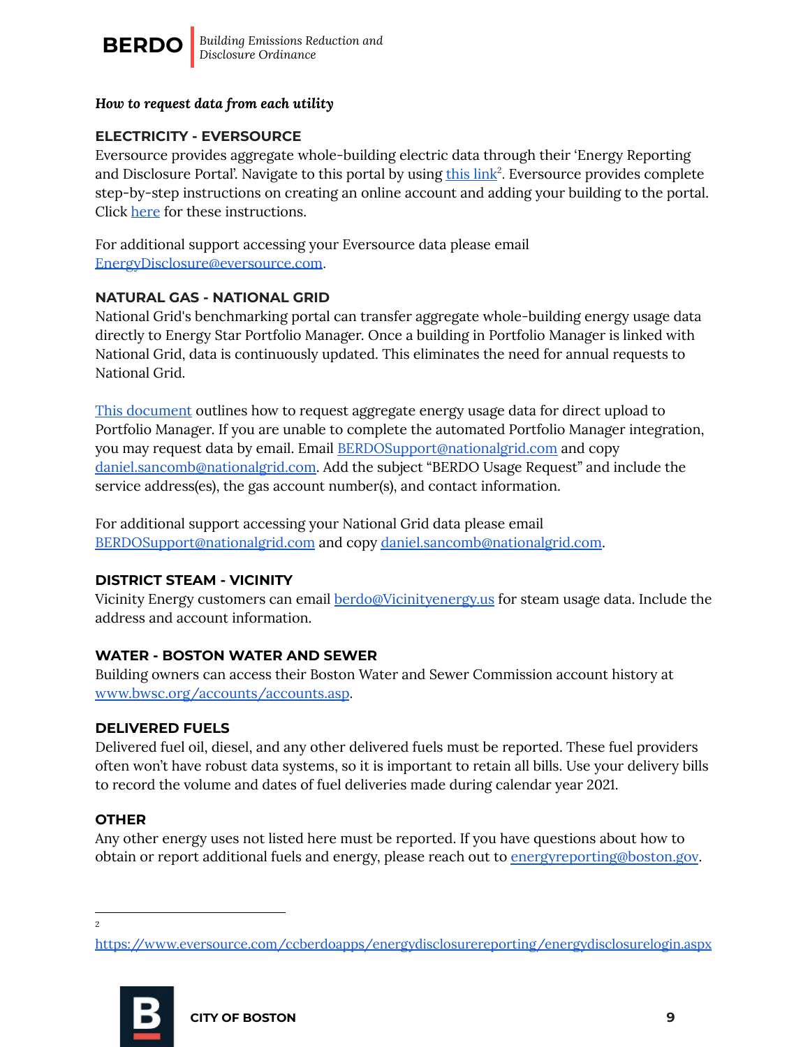*How to request data from each utility*

### ELECTRICITY - EVERSOURCE

Eversource provides aggregate whole-building electric data through their 'Energy Reporting and Disclosure Portal'. Navigate to this portal by using this link[2]. Eversource provides complete step-by-step instructions on creating an online account and adding your building to the portal. Click here for these instructions.

For additional support accessing your Eversource data please email EnergyDisclosure@eversource.com.

### NATURAL GAS - NATIONAL GRID

National Grid's benchmarking portal can transfer aggregate whole-building energy usage data directly to Energy Star Portfolio Manager. Once a building in Portfolio Manager is linked with National Grid, data is continuously updated. This eliminates the need for annual requests to National Grid.

This document outlines how to request aggregate energy usage data for direct upload to Portfolio Manager. If you are unable to complete the automated Portfolio Manager integration, you may request data by email. Email BERDOSupport@nationalgrid.com and copy daniel.sancomb@nationalgrid.com. Add the subject "BERDO Usage Request" and include the service address(es), the gas account number(s), and contact information.

For additional support accessing your National Grid data please email BERDOSupport@nationalgrid.com and copy daniel.sancomb@nationalgrid.com.

### DISTRICT STEAM - VICINITY

Vicinity Energy customers can email berdo@Vicinityenergy.us for steam usage data. Include the address and account information.

### WATER - BOSTON WATER AND SEWER

Building owners can access their Boston Water and Sewer Commission account history at www.bwsc.org/accounts/accounts.asp.

### DELIVERED FUELS

Delivered fuel oil, diesel, and any other delivered fuels must be reported. These fuel providers often won't have robust data systems, so it is important to retain all bills. Use your delivery bills to record the volume and dates of fuel deliveries made during calendar year 2021.

### OTHER

Any other energy uses not listed here must be reported. If you have questions about how to obtain or report additional fuels and energy, please reach out to energyreporting@boston.gov.

---

[2] https://www.eversource.com/ccberdoapps/energydisclosurereporting/energydisclosurelogin.aspx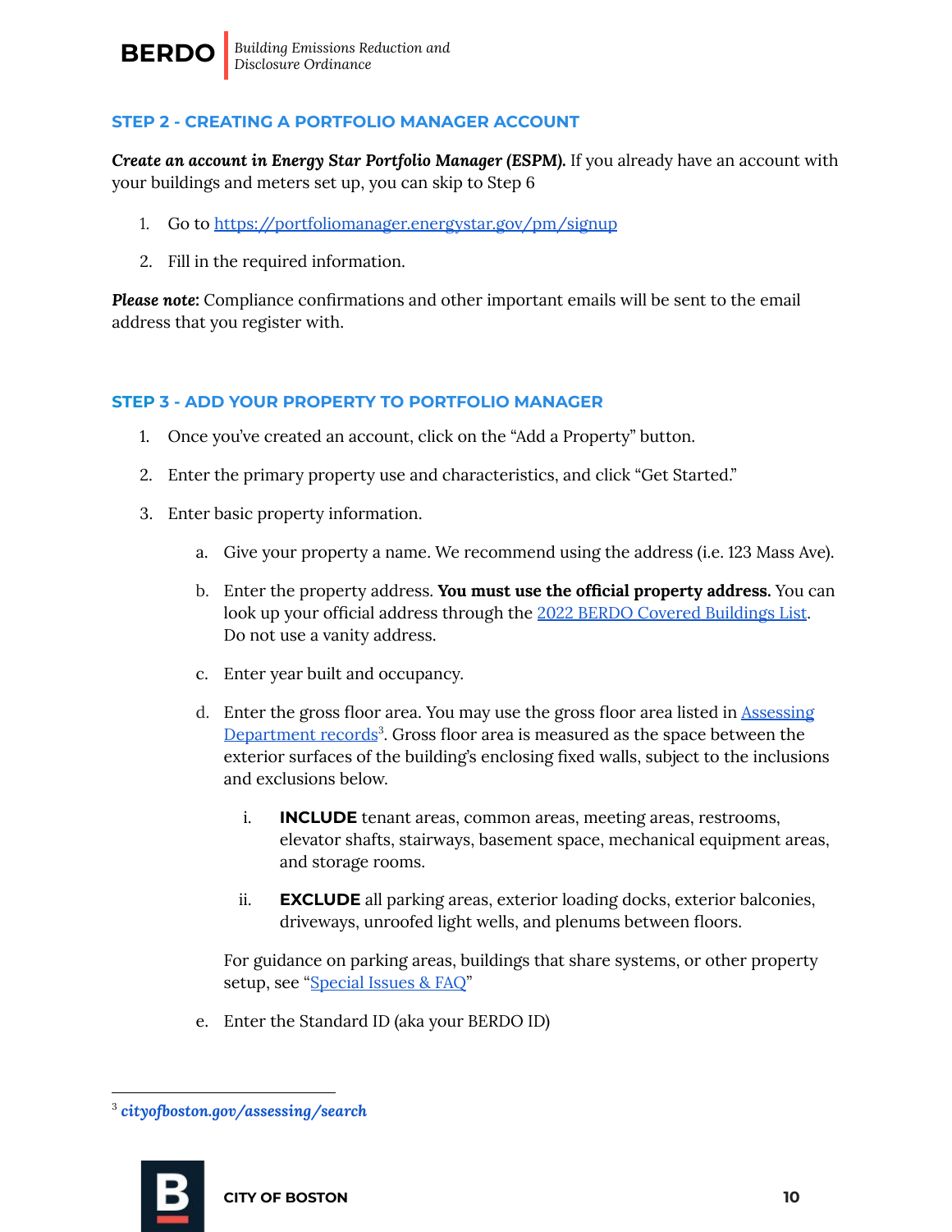## STEP 2 - CREATING A PORTFOLIO MANAGER ACCOUNT

***Create an account in Energy Star Portfolio Manager (ESPM).*** If you already have an account with your buildings and meters set up, you can skip to Step 6

1. Go to [https://portfoliomanager.energystar.gov/pm/signup](https://portfoliomanager.energystar.gov/pm/signup)
2. Fill in the required information.

***Please note:*** Compliance confirmations and other important emails will be sent to the email address that you register with.

## STEP 3 - ADD YOUR PROPERTY TO PORTFOLIO MANAGER

1. Once you've created an account, click on the "Add a Property" button.
2. Enter the primary property use and characteristics, and click "Get Started."
3. Enter basic property information.
   a. Give your property a name. We recommend using the address (i.e. 123 Mass Ave).
   b. Enter the property address. **You must use the official property address.** You can look up your official address through the 2022 BERDO Covered Buildings List. Do not use a vanity address.
   c. Enter year built and occupancy.
   d. Enter the gross floor area. You may use the gross floor area listed in Assessing Department records[3]. Gross floor area is measured as the space between the exterior surfaces of the building's enclosing fixed walls, subject to the inclusions and exclusions below.
      i. **INCLUDE** tenant areas, common areas, meeting areas, restrooms, elevator shafts, stairways, basement space, mechanical equipment areas, and storage rooms.
      ii. **EXCLUDE** all parking areas, exterior loading docks, exterior balconies, driveways, unroofed light wells, and plenums between floors.

      For guidance on parking areas, buildings that share systems, or other property setup, see "Special Issues & FAQ"
   e. Enter the Standard ID (aka your BERDO ID)

---

[3] *cityofboston.gov/assessing/search*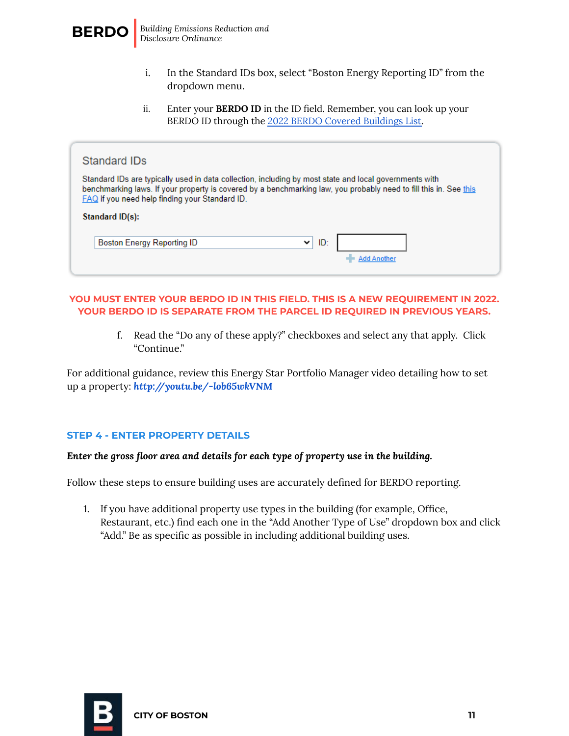i. In the Standard IDs box, select "Boston Energy Reporting ID" from the dropdown menu.

ii. Enter your **BERDO ID** in the ID field. Remember, you can look up your BERDO ID through the [2022 BERDO Covered Buildings List](#).

Standard IDs

Standard IDs are typically used in data collection, including by most state and local governments with benchmarking laws. If your property is covered by a benchmarking law, you probably need to fill this in. See this FAQ if you need help finding your Standard ID.

**Standard ID(s):**

Boston Energy Reporting ID | ID: 

Add Another

**YOU MUST ENTER YOUR BERDO ID IN THIS FIELD. THIS IS A NEW REQUIREMENT IN 2022. YOUR BERDO ID IS SEPARATE FROM THE PARCEL ID REQUIRED IN PREVIOUS YEARS.**

f. Read the "Do any of these apply?" checkboxes and select any that apply. Click "Continue."

For additional guidance, review this Energy Star Portfolio Manager video detailing how to set up a property: ***http://youtu.be/-lob65wkVNM***

## STEP 4 - ENTER PROPERTY DETAILS

***Enter the gross floor area and details for each type of property use in the building.***

Follow these steps to ensure building uses are accurately defined for BERDO reporting.

1. If you have additional property use types in the building (for example, Office, Restaurant, etc.) find each one in the "Add Another Type of Use" dropdown box and click "Add." Be as specific as possible in including additional building uses.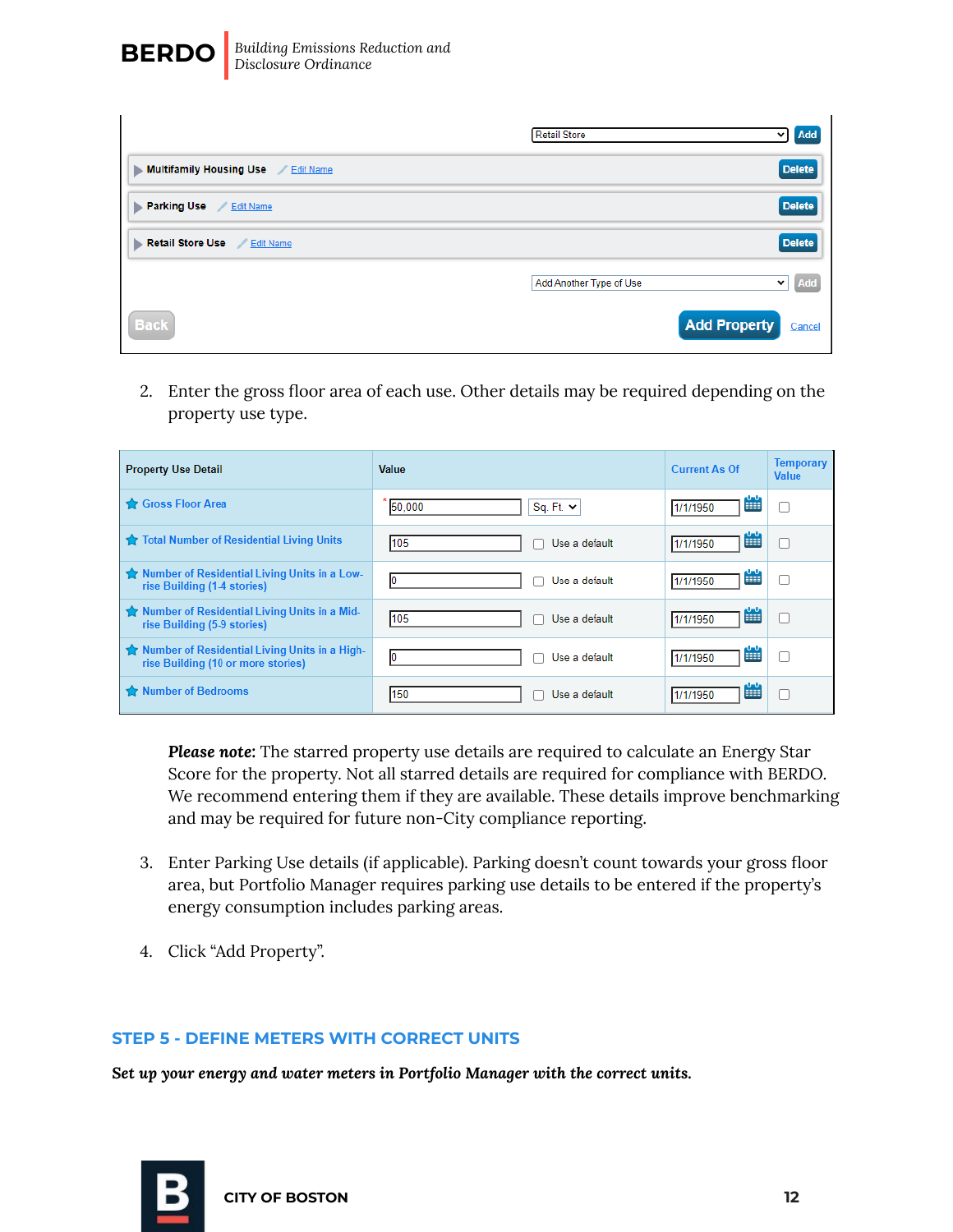| Property Use Detail | Value | | Current As Of | Temporary Value |
|---|---|---|---|---|
| Gross Floor Area | * 50,000 | Sq. Ft. | 1/1/1950 | ☐ |
| Total Number of Residential Living Units | 105 | ☐ Use a default | 1/1/1950 | ☐ |
| Number of Residential Living Units in a Low-rise Building (1-4 stories) | 0 | ☐ Use a default | 1/1/1950 | ☐ |
| Number of Residential Living Units in a Mid-rise Building (5-9 stories) | 105 | ☐ Use a default | 1/1/1950 | ☐ |
| Number of Residential Living Units in a High-rise Building (10 or more stories) | 0 | ☐ Use a default | 1/1/1950 | ☐ |
| Number of Bedrooms | 150 | ☐ Use a default | 1/1/1950 | ☐ |

2. Enter the gross floor area of each use. Other details may be required depending on the property use type.

   ***Please note:*** The starred property use details are required to calculate an Energy Star Score for the property. Not all starred details are required for compliance with BERDO. We recommend entering them if they are available. These details improve benchmarking and may be required for future non-City compliance reporting.

3. Enter Parking Use details (if applicable). Parking doesn't count towards your gross floor area, but Portfolio Manager requires parking use details to be entered if the property's energy consumption includes parking areas.

4. Click "Add Property".

## STEP 5 - DEFINE METERS WITH CORRECT UNITS

***Set up your energy and water meters in Portfolio Manager with the correct units.***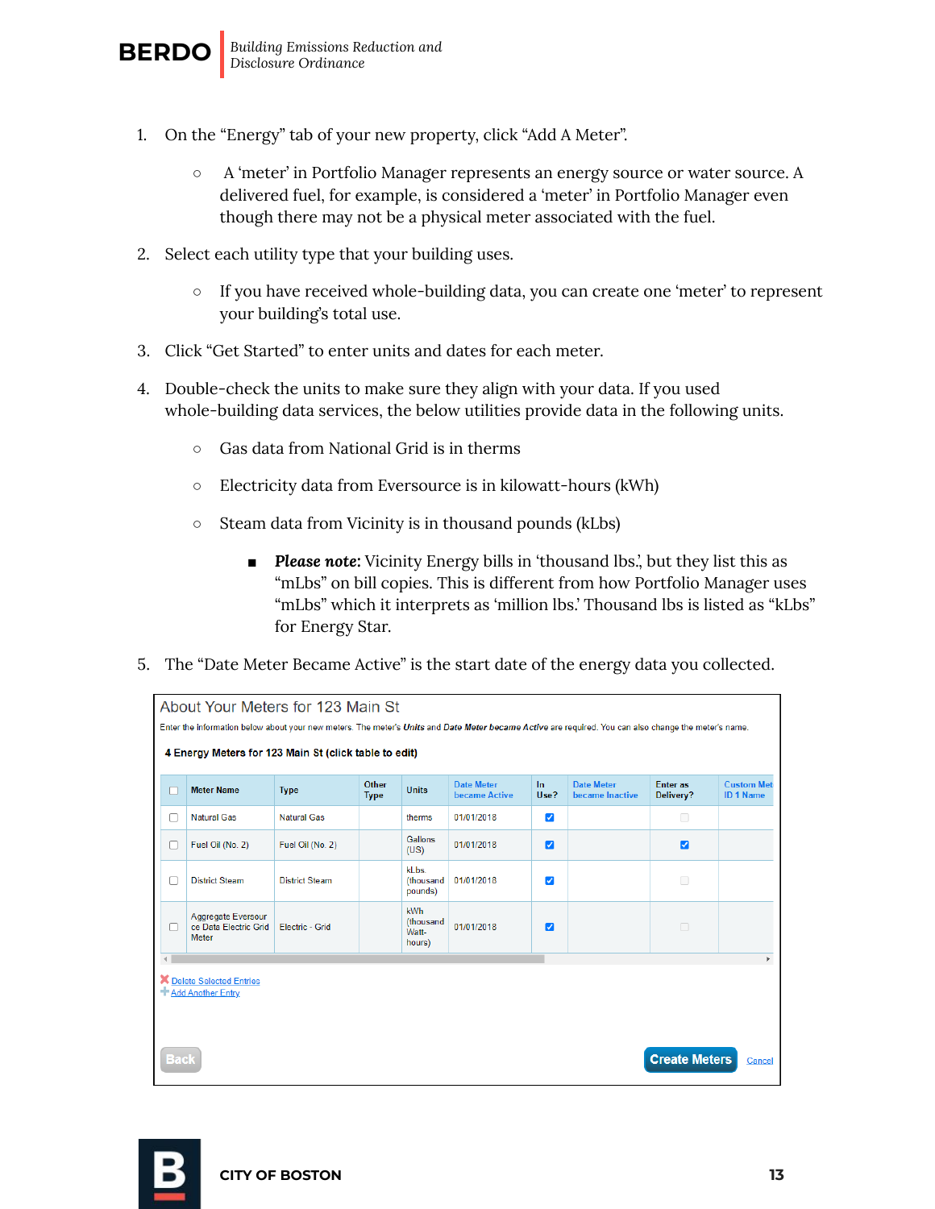1. On the "Energy" tab of your new property, click "Add A Meter".
    - A 'meter' in Portfolio Manager represents an energy source or water source. A delivered fuel, for example, is considered a 'meter' in Portfolio Manager even though there may not be a physical meter associated with the fuel.
2. Select each utility type that your building uses.
    - If you have received whole-building data, you can create one 'meter' to represent your building's total use.
3. Click "Get Started" to enter units and dates for each meter.
4. Double-check the units to make sure they align with your data. If you used whole-building data services, the below utilities provide data in the following units.
    - Gas data from National Grid is in therms
    - Electricity data from Eversource is in kilowatt-hours (kWh)
    - Steam data from Vicinity is in thousand pounds (kLbs)
        - ***Please note***: Vicinity Energy bills in 'thousand lbs.', but they list this as "mLbs" on bill copies. This is different from how Portfolio Manager uses "mLbs" which it interprets as 'million lbs.' Thousand lbs is listed as "kLbs" for Energy Star.
5. The "Date Meter Became Active" is the start date of the energy data you collected.

About Your Meters for 123 Main St

Enter the information below about your new meters. The meter's ***Units*** and ***Date Meter became Active*** are required. You can also change the meter's name.

**4 Energy Meters for 123 Main St (click table to edit)**

| ☐ | Meter Name | Type | Other Type | Units | Date Meter became Active | In Use? | Date Meter became Inactive | Enter as Delivery? | Custom Met ID 1 Name |
|---|---|---|---|---|---|---|---|---|---|
| ☐ | Natural Gas | Natural Gas | | therms | 01/01/2018 | ☑ | | ☐ | |
| ☐ | Fuel Oil (No. 2) | Fuel Oil (No. 2) | | Gallons (US) | 01/01/2018 | ☑ | | ☑ | |
| ☐ | District Steam | District Steam | | kLbs. (thousand pounds) | 01/01/2018 | ☑ | | ☐ | |
| ☐ | Aggregate Eversource Data Electric Grid Meter | Electric - Grid | | kWh (thousand Watt-hours) | 01/01/2018 | ☑ | | ☐ | |

Delete Selected Entries
Add Another Entry

Back | Create Meters | Cancel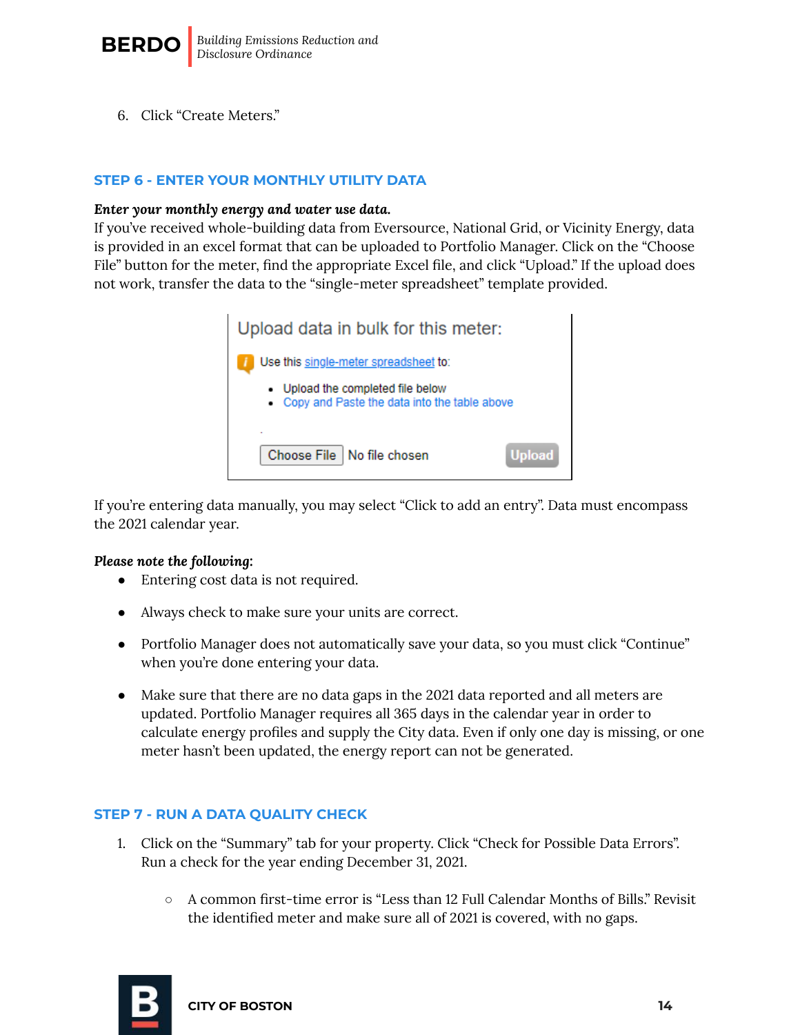6. Click "Create Meters."

## STEP 6 - ENTER YOUR MONTHLY UTILITY DATA

***Enter your monthly energy and water use data.***

If you've received whole-building data from Eversource, National Grid, or Vicinity Energy, data is provided in an excel format that can be uploaded to Portfolio Manager. Click on the "Choose File" button for the meter, find the appropriate Excel file, and click "Upload." If the upload does not work, transfer the data to the "single-meter spreadsheet" template provided.

If you're entering data manually, you may select "Click to add an entry". Data must encompass the 2021 calendar year.

***Please note the following:***

- Entering cost data is not required.
- Always check to make sure your units are correct.
- Portfolio Manager does not automatically save your data, so you must click "Continue" when you're done entering your data.
- Make sure that there are no data gaps in the 2021 data reported and all meters are updated. Portfolio Manager requires all 365 days in the calendar year in order to calculate energy profiles and supply the City data. Even if only one day is missing, or one meter hasn't been updated, the energy report can not be generated.

## STEP 7 - RUN A DATA QUALITY CHECK

1. Click on the "Summary" tab for your property. Click "Check for Possible Data Errors". Run a check for the year ending December 31, 2021.
    - A common first-time error is "Less than 12 Full Calendar Months of Bills." Revisit the identified meter and make sure all of 2021 is covered, with no gaps.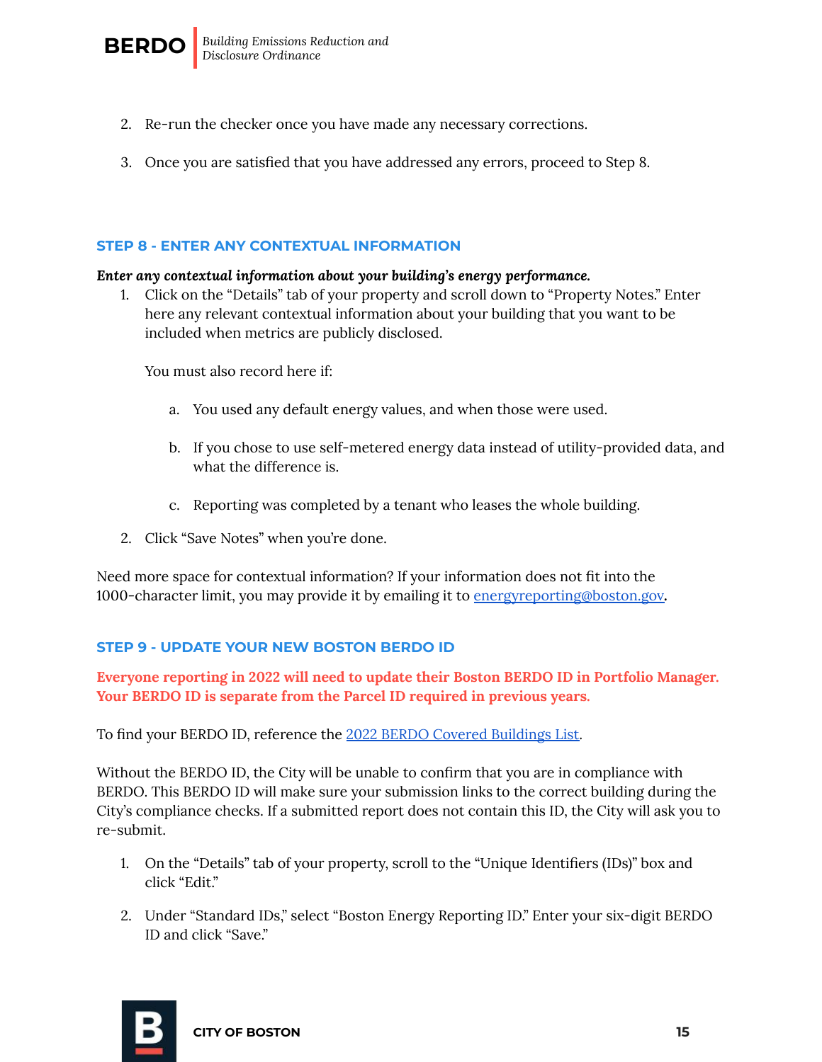2. Re-run the checker once you have made any necessary corrections.

3. Once you are satisfied that you have addressed any errors, proceed to Step 8.

### STEP 8 - ENTER ANY CONTEXTUAL INFORMATION

***Enter any contextual information about your building's energy performance.***

1. Click on the "Details" tab of your property and scroll down to "Property Notes." Enter here any relevant contextual information about your building that you want to be included when metrics are publicly disclosed.

   You must also record here if:

   a. You used any default energy values, and when those were used.

   b. If you chose to use self-metered energy data instead of utility-provided data, and what the difference is.

   c. Reporting was completed by a tenant who leases the whole building.

2. Click "Save Notes" when you're done.

Need more space for contextual information? If your information does not fit into the 1000-character limit, you may provide it by emailing it to [energyreporting@boston.gov](mailto:energyreporting@boston.gov).

### STEP 9 - UPDATE YOUR NEW BOSTON BERDO ID

**Everyone reporting in 2022 will need to update their Boston BERDO ID in Portfolio Manager. Your BERDO ID is separate from the Parcel ID required in previous years.**

To find your BERDO ID, reference the 2022 BERDO Covered Buildings List.

Without the BERDO ID, the City will be unable to confirm that you are in compliance with BERDO. This BERDO ID will make sure your submission links to the correct building during the City's compliance checks. If a submitted report does not contain this ID, the City will ask you to re-submit.

1. On the "Details" tab of your property, scroll to the "Unique Identifiers (IDs)" box and click "Edit."

2. Under "Standard IDs," select "Boston Energy Reporting ID." Enter your six-digit BERDO ID and click "Save."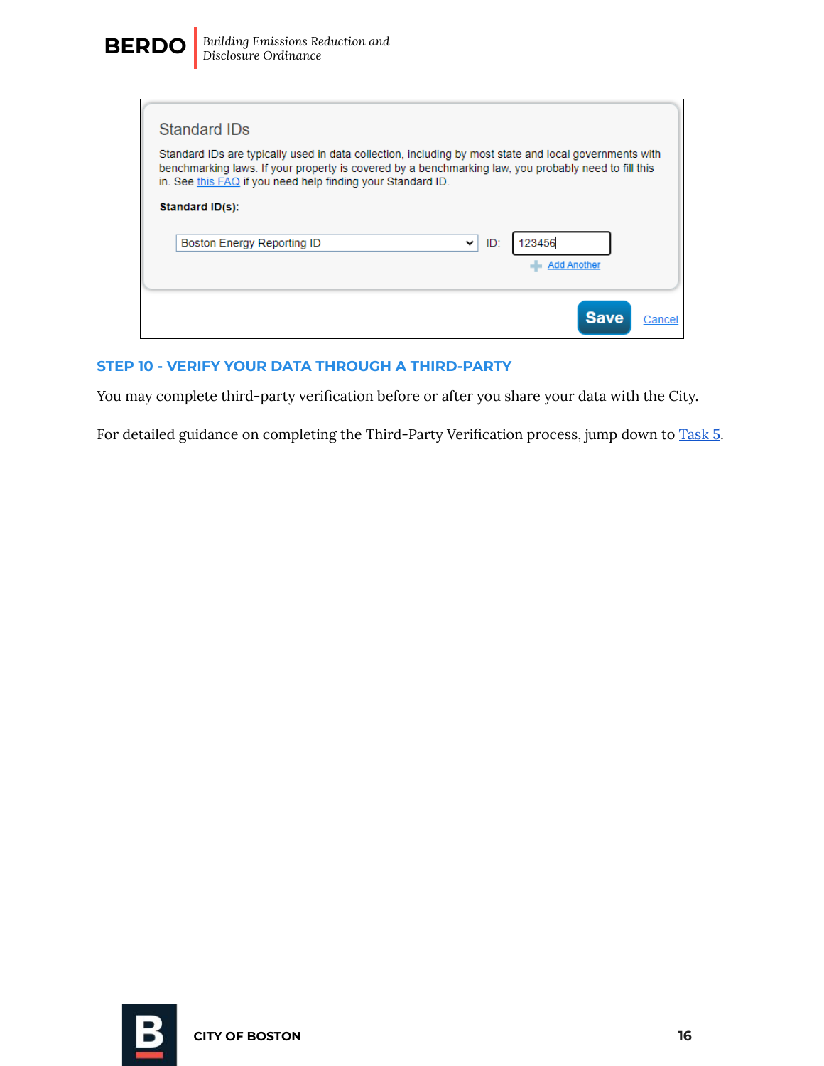Standard IDs

Standard IDs are typically used in data collection, including by most state and local governments with benchmarking laws. If your property is covered by a benchmarking law, you probably need to fill this in. See this FAQ if you need help finding your Standard ID.

**Standard ID(s):**

Boston Energy Reporting ID    ID: 123456

Add Another

Save    Cancel

### STEP 10 - VERIFY YOUR DATA THROUGH A THIRD-PARTY

You may complete third-party verification before or after you share your data with the City.

For detailed guidance on completing the Third-Party Verification process, jump down to Task 5.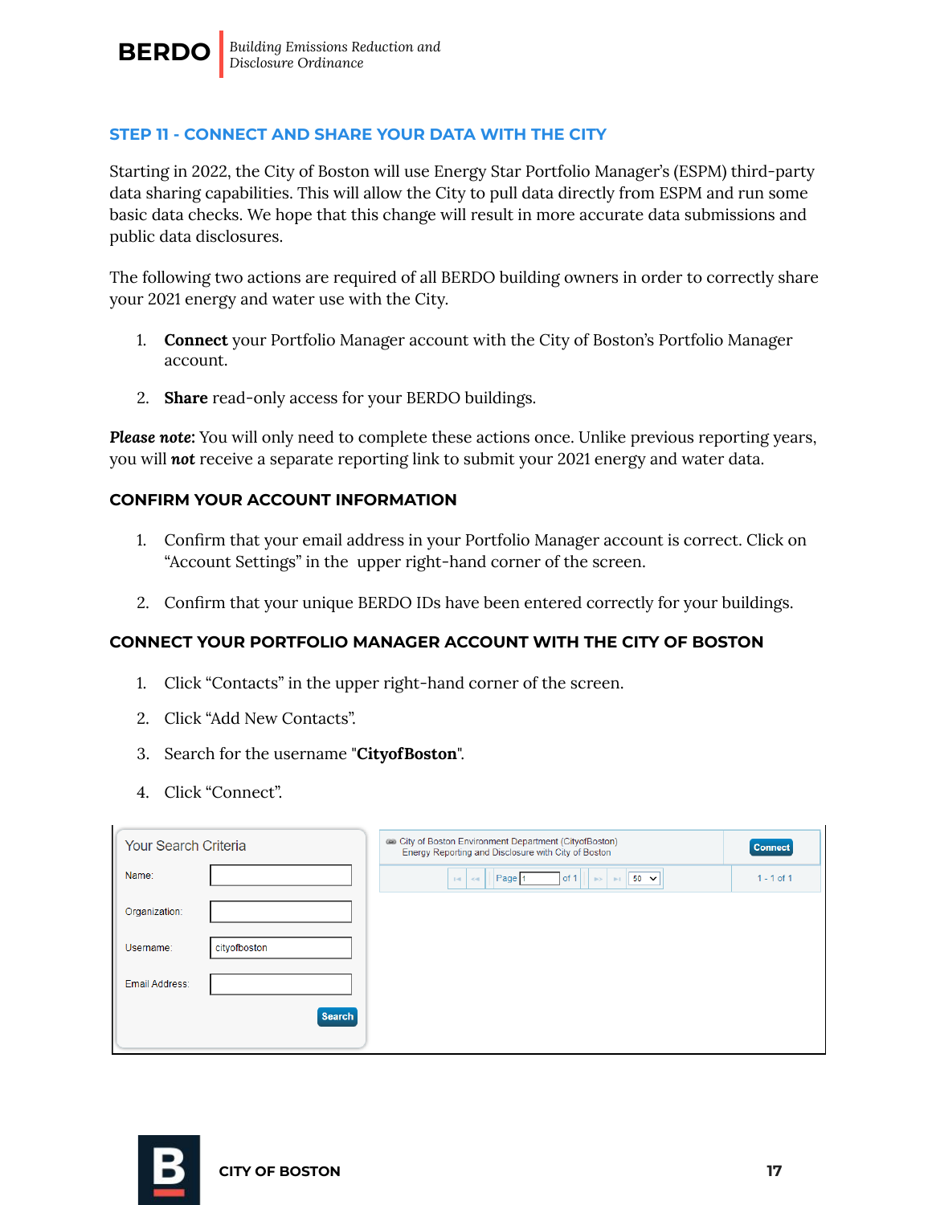## STEP 11 - CONNECT AND SHARE YOUR DATA WITH THE CITY

Starting in 2022, the City of Boston will use Energy Star Portfolio Manager's (ESPM) third-party data sharing capabilities. This will allow the City to pull data directly from ESPM and run some basic data checks. We hope that this change will result in more accurate data submissions and public data disclosures.

The following two actions are required of all BERDO building owners in order to correctly share your 2021 energy and water use with the City.

1. **Connect** your Portfolio Manager account with the City of Boston's Portfolio Manager account.
2. **Share** read-only access for your BERDO buildings.

***Please note:*** You will only need to complete these actions once. Unlike previous reporting years, you will ***not*** receive a separate reporting link to submit your 2021 energy and water data.

### CONFIRM YOUR ACCOUNT INFORMATION

1. Confirm that your email address in your Portfolio Manager account is correct. Click on "Account Settings" in the upper right-hand corner of the screen.
2. Confirm that your unique BERDO IDs have been entered correctly for your buildings.

### CONNECT YOUR PORTFOLIO MANAGER ACCOUNT WITH THE CITY OF BOSTON

1. Click "Contacts" in the upper right-hand corner of the screen.
2. Click "Add New Contacts".
3. Search for the username "**CityofBoston**".
4. Click "Connect".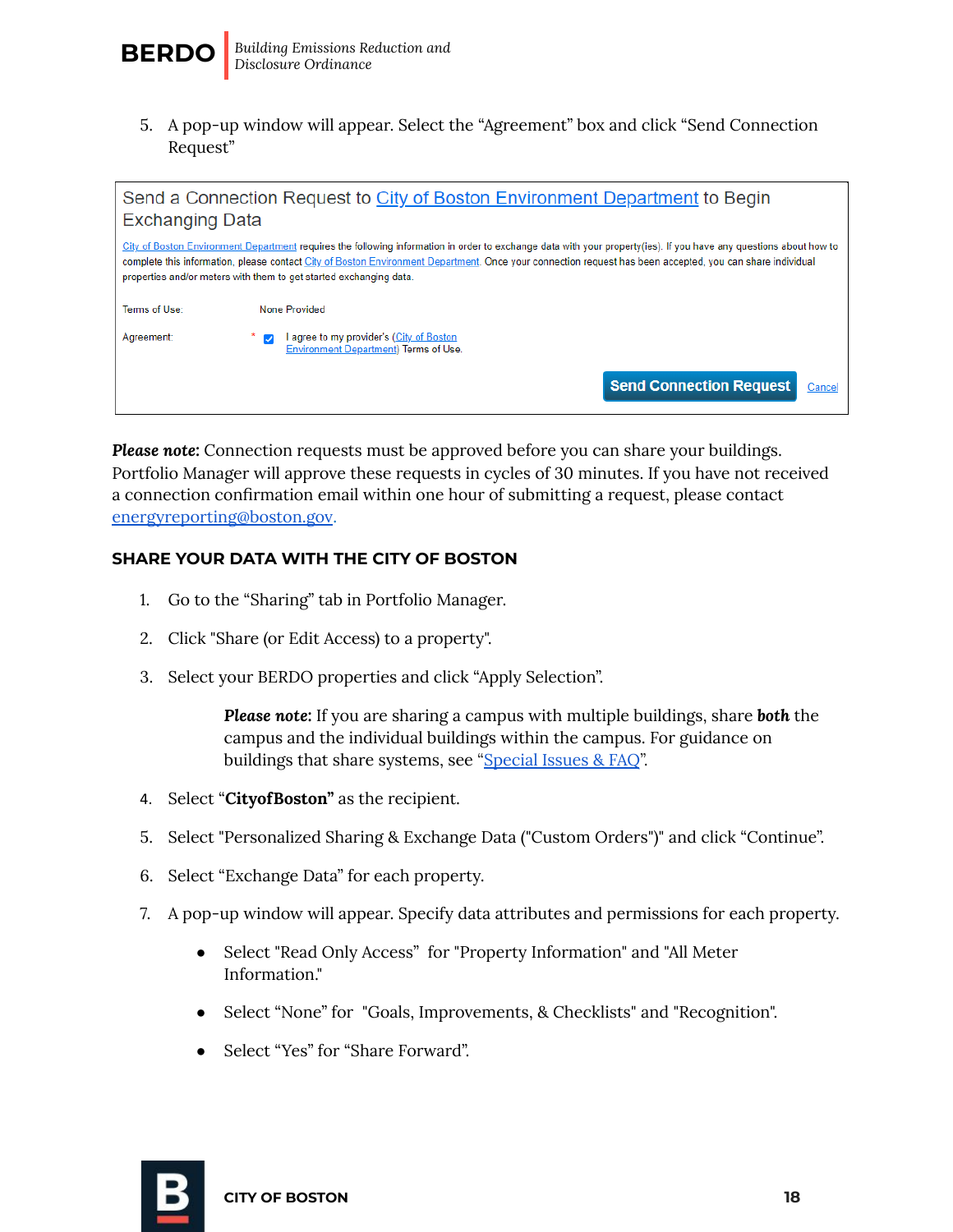5. A pop-up window will appear. Select the "Agreement" box and click "Send Connection Request"

Send a Connection Request to City of Boston Environment Department to Begin Exchanging Data

City of Boston Environment Department requires the following information in order to exchange data with your property(ies). If you have any questions about how to complete this information, please contact City of Boston Environment Department. Once your connection request has been accepted, you can share individual properties and/or meters with them to get started exchanging data.

Terms of Use: None Provided

Agreement: * ☑ I agree to my provider's (City of Boston Environment Department) Terms of Use.

Send Connection Request | Cancel

***Please note:*** Connection requests must be approved before you can share your buildings. Portfolio Manager will approve these requests in cycles of 30 minutes. If you have not received a connection confirmation email within one hour of submitting a request, please contact energyreporting@boston.gov.

## SHARE YOUR DATA WITH THE CITY OF BOSTON

1. Go to the "Sharing" tab in Portfolio Manager.
2. Click "Share (or Edit Access) to a property".
3. Select your BERDO properties and click "Apply Selection".

   ***Please note:*** If you are sharing a campus with multiple buildings, share **both** the campus and the individual buildings within the campus. For guidance on buildings that share systems, see "Special Issues & FAQ".

4. Select "**CityofBoston"** as the recipient.
5. Select "Personalized Sharing & Exchange Data ("Custom Orders")" and click "Continue".
6. Select "Exchange Data" for each property.
7. A pop-up window will appear. Specify data attributes and permissions for each property.
   - Select "Read Only Access" for "Property Information" and "All Meter Information."
   - Select "None" for "Goals, Improvements, & Checklists" and "Recognition".
   - Select "Yes" for "Share Forward".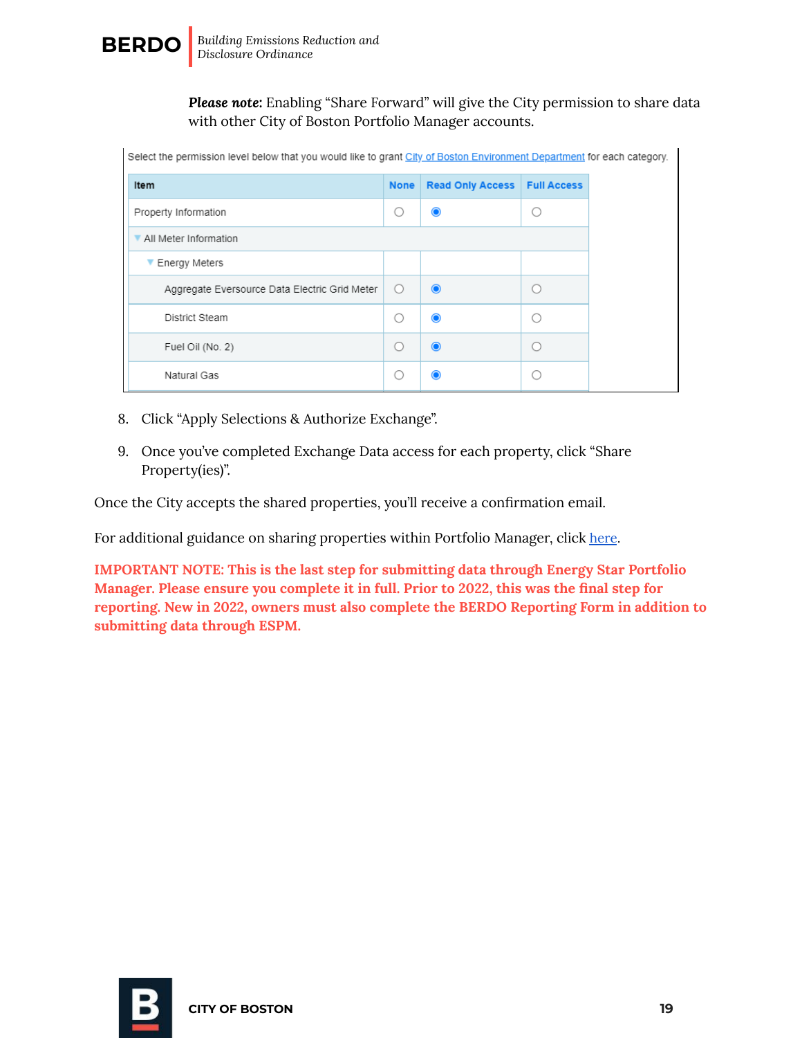***Please note:*** Enabling "Share Forward" will give the City permission to share data with other City of Boston Portfolio Manager accounts.

Select the permission level below that you would like to grant City of Boston Environment Department for each category.

| Item | None | Read Only Access | Full Access |
|---|---|---|---|
| Property Information | ○ | ◉ | ○ |
| ▼ All Meter Information | | | |
| ▼ Energy Meters | | | |
| Aggregate Eversource Data Electric Grid Meter | ○ | ◉ | ○ |
| District Steam | ○ | ◉ | ○ |
| Fuel Oil (No. 2) | ○ | ◉ | ○ |
| Natural Gas | ○ | ◉ | ○ |

8. Click "Apply Selections & Authorize Exchange".
9. Once you've completed Exchange Data access for each property, click "Share Property(ies)".

Once the City accepts the shared properties, you'll receive a confirmation email.

For additional guidance on sharing properties within Portfolio Manager, click here.

**IMPORTANT NOTE: This is the last step for submitting data through Energy Star Portfolio Manager. Please ensure you complete it in full. Prior to 2022, this was the final step for reporting. New in 2022, owners must also complete the BERDO Reporting Form in addition to submitting data through ESPM.**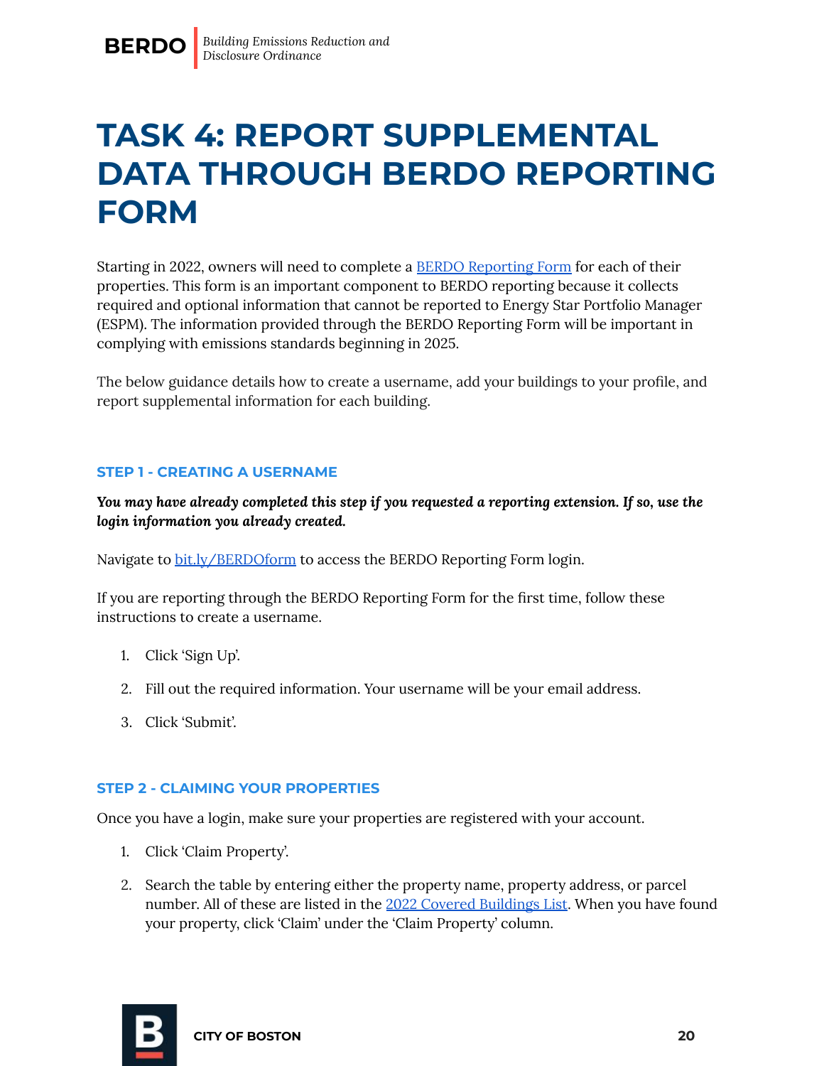# TASK 4: REPORT SUPPLEMENTAL DATA THROUGH BERDO REPORTING FORM

Starting in 2022, owners will need to complete a [BERDO Reporting Form]() for each of their properties. This form is an important component to BERDO reporting because it collects required and optional information that cannot be reported to Energy Star Portfolio Manager (ESPM). The information provided through the BERDO Reporting Form will be important in complying with emissions standards beginning in 2025.

The below guidance details how to create a username, add your buildings to your profile, and report supplemental information for each building.

### STEP 1 - CREATING A USERNAME

***You may have already completed this step if you requested a reporting extension. If so, use the login information you already created.***

Navigate to [bit.ly/BERDOform]() to access the BERDO Reporting Form login.

If you are reporting through the BERDO Reporting Form for the first time, follow these instructions to create a username.

1. Click 'Sign Up'.
2. Fill out the required information. Your username will be your email address.
3. Click 'Submit'.

### STEP 2 - CLAIMING YOUR PROPERTIES

Once you have a login, make sure your properties are registered with your account.

1. Click 'Claim Property'.
2. Search the table by entering either the property name, property address, or parcel number. All of these are listed in the [2022 Covered Buildings List](). When you have found your property, click 'Claim' under the 'Claim Property' column.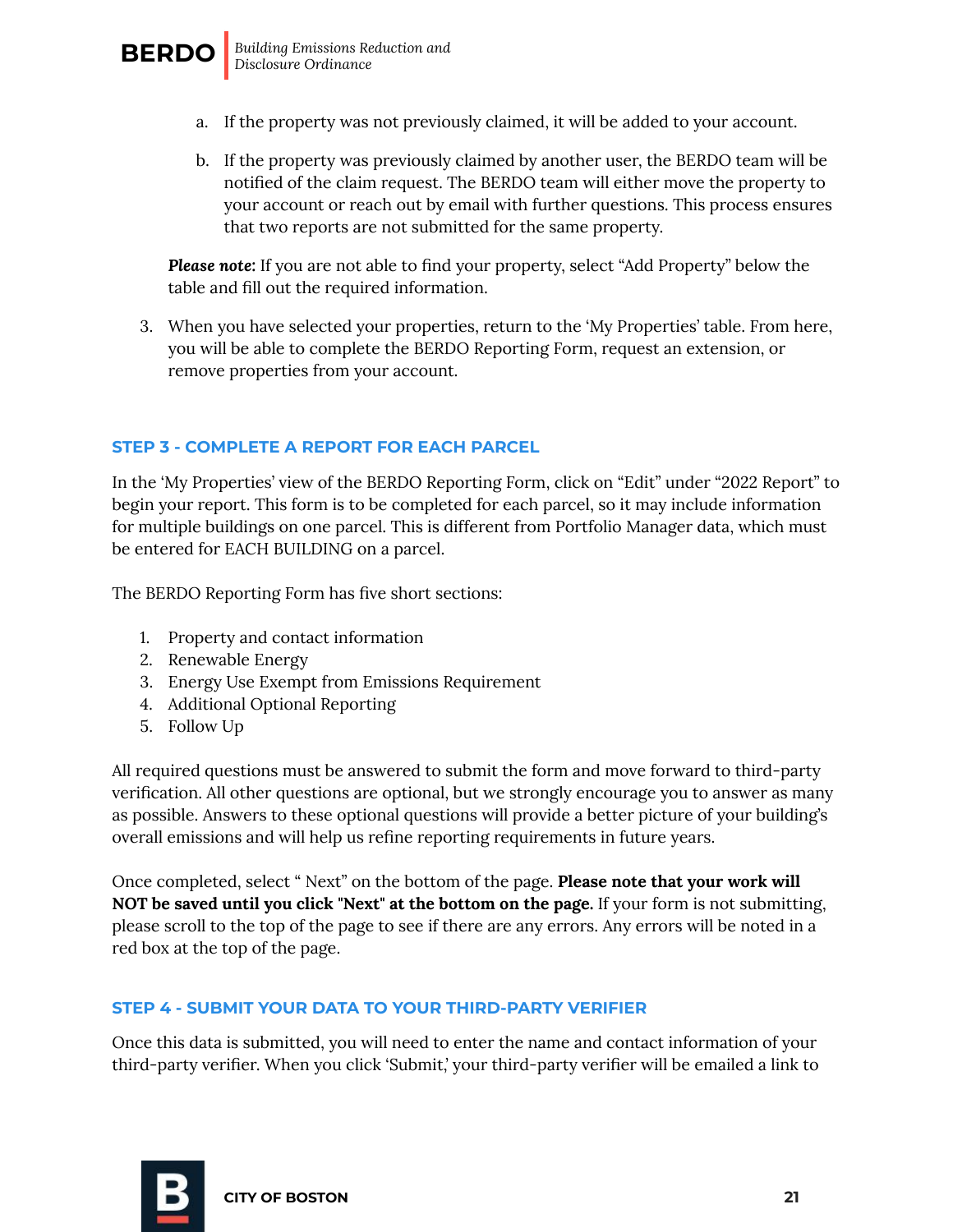a. If the property was not previously claimed, it will be added to your account.

b. If the property was previously claimed by another user, the BERDO team will be notified of the claim request. The BERDO team will either move the property to your account or reach out by email with further questions. This process ensures that two reports are not submitted for the same property.

***Please note:*** If you are not able to find your property, select "Add Property" below the table and fill out the required information.

3. When you have selected your properties, return to the 'My Properties' table. From here, you will be able to complete the BERDO Reporting Form, request an extension, or remove properties from your account.

### STEP 3 - COMPLETE A REPORT FOR EACH PARCEL

In the 'My Properties' view of the BERDO Reporting Form, click on "Edit" under "2022 Report" to begin your report. This form is to be completed for each parcel, so it may include information for multiple buildings on one parcel. This is different from Portfolio Manager data, which must be entered for EACH BUILDING on a parcel.

The BERDO Reporting Form has five short sections:

1. Property and contact information
2. Renewable Energy
3. Energy Use Exempt from Emissions Requirement
4. Additional Optional Reporting
5. Follow Up

All required questions must be answered to submit the form and move forward to third-party verification. All other questions are optional, but we strongly encourage you to answer as many as possible. Answers to these optional questions will provide a better picture of your building's overall emissions and will help us refine reporting requirements in future years.

Once completed, select " Next" on the bottom of the page. **Please note that your work will NOT be saved until you click "Next" at the bottom on the page.** If your form is not submitting, please scroll to the top of the page to see if there are any errors. Any errors will be noted in a red box at the top of the page.

### STEP 4 - SUBMIT YOUR DATA TO YOUR THIRD-PARTY VERIFIER

Once this data is submitted, you will need to enter the name and contact information of your third-party verifier. When you click 'Submit,' your third-party verifier will be emailed a link to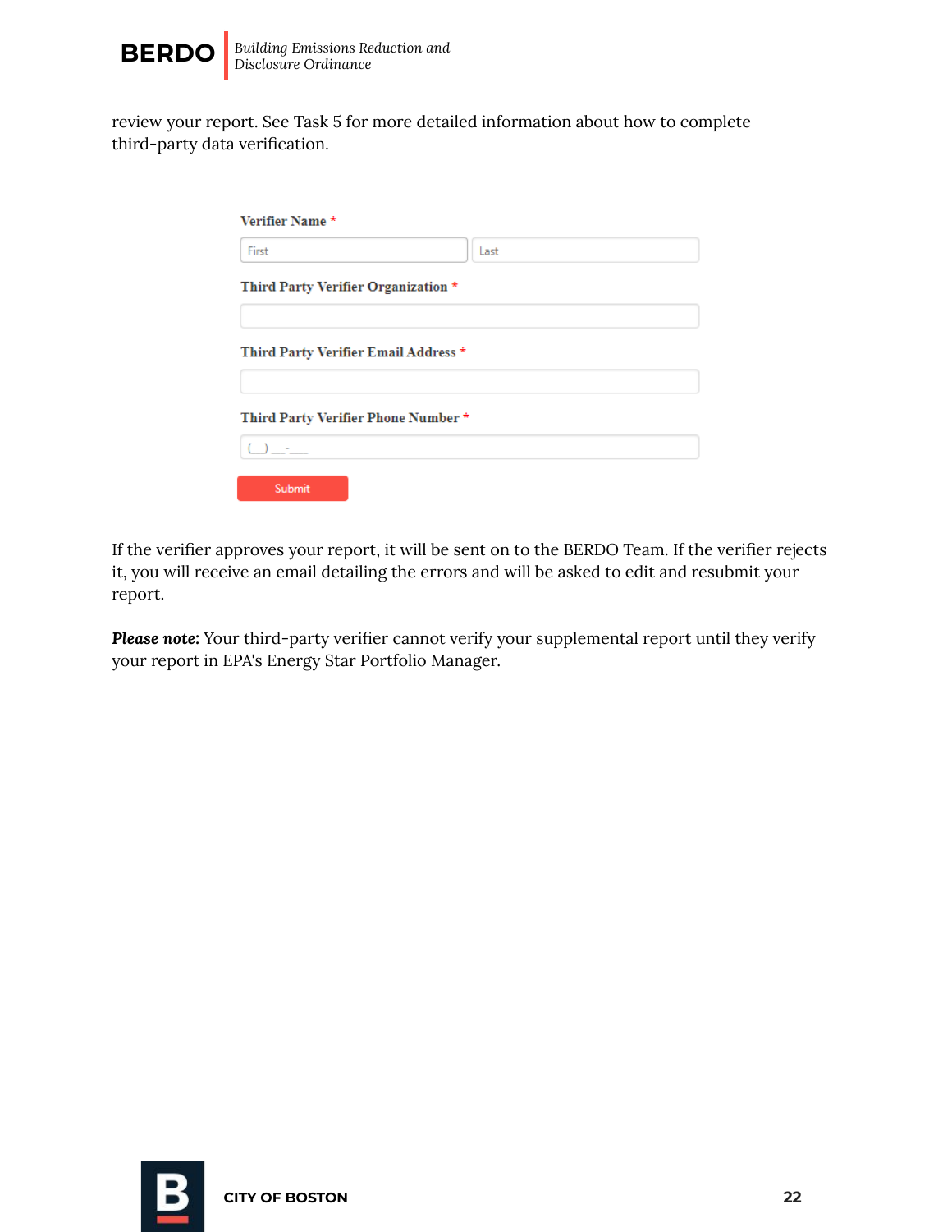review your report. See Task 5 for more detailed information about how to complete third-party data verification.

**Verifier Name** *

First | Last

**Third Party Verifier Organization** *

**Third Party Verifier Email Address** *

**Third Party Verifier Phone Number** *

(__) __-___

Submit

If the verifier approves your report, it will be sent on to the BERDO Team. If the verifier rejects it, you will receive an email detailing the errors and will be asked to edit and resubmit your report.

***Please note:*** Your third-party verifier cannot verify your supplemental report until they verify your report in EPA's Energy Star Portfolio Manager.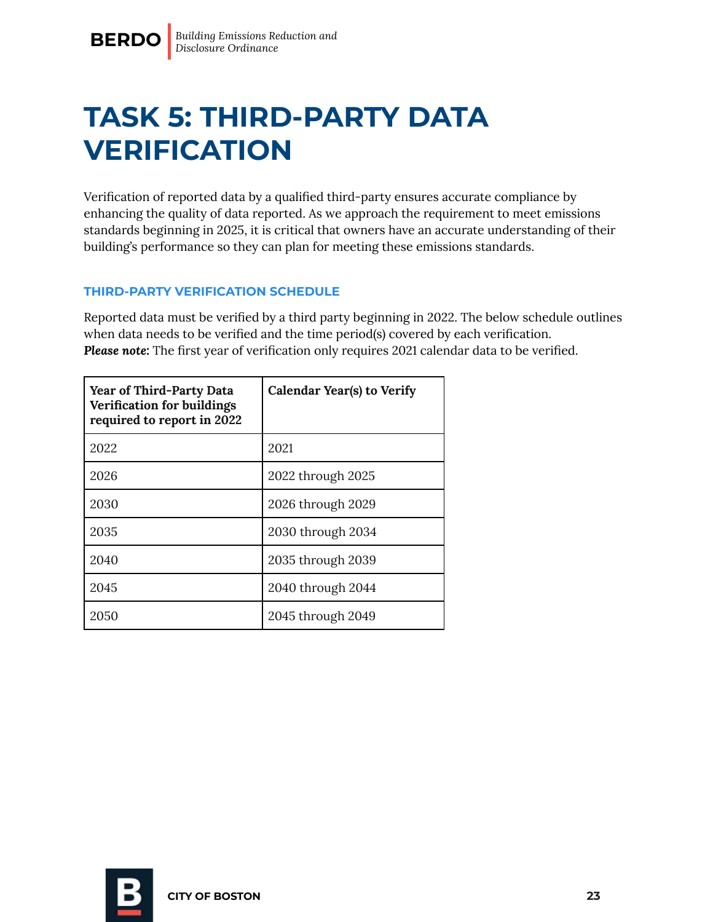# TASK 5: THIRD-PARTY DATA VERIFICATION

Verification of reported data by a qualified third-party ensures accurate compliance by enhancing the quality of data reported. As we approach the requirement to meet emissions standards beginning in 2025, it is critical that owners have an accurate understanding of their building's performance so they can plan for meeting these emissions standards.

### THIRD-PARTY VERIFICATION SCHEDULE

Reported data must be verified by a third party beginning in 2022. The below schedule outlines when data needs to be verified and the time period(s) covered by each verification.
***Please note:*** The first year of verification only requires 2021 calendar data to be verified.

| Year of Third-Party Data Verification for buildings required to report in 2022 | Calendar Year(s) to Verify |
|---|---|
| 2022 | 2021 |
| 2026 | 2022 through 2025 |
| 2030 | 2026 through 2029 |
| 2035 | 2030 through 2034 |
| 2040 | 2035 through 2039 |
| 2045 | 2040 through 2044 |
| 2050 | 2045 through 2049 |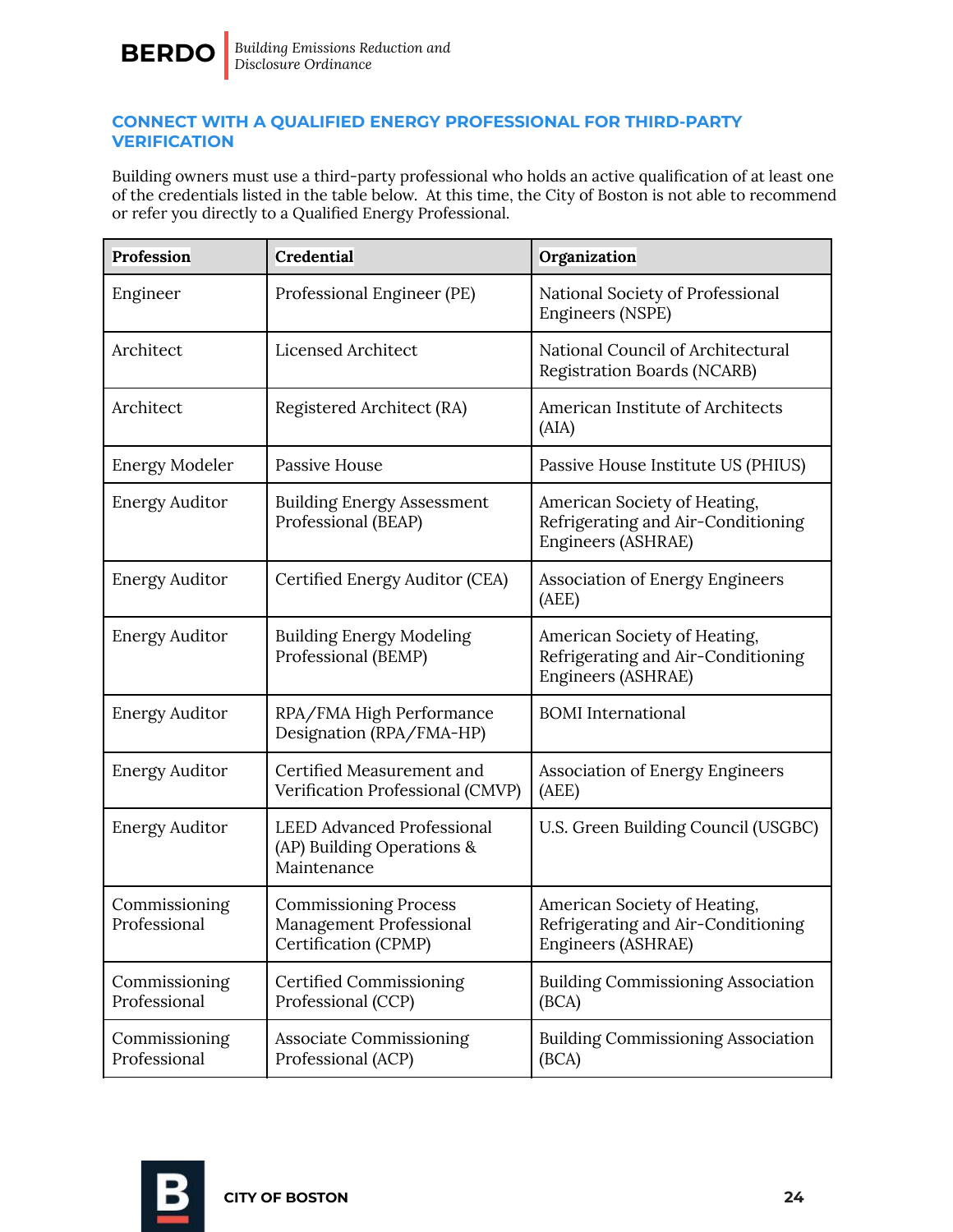## CONNECT WITH A QUALIFIED ENERGY PROFESSIONAL FOR THIRD-PARTY VERIFICATION

Building owners must use a third-party professional who holds an active qualification of at least one of the credentials listed in the table below. At this time, the City of Boston is not able to recommend or refer you directly to a Qualified Energy Professional.

| Profession | Credential | Organization |
|---|---|---|
| Engineer | Professional Engineer (PE) | National Society of Professional Engineers (NSPE) |
| Architect | Licensed Architect | National Council of Architectural Registration Boards (NCARB) |
| Architect | Registered Architect (RA) | American Institute of Architects (AIA) |
| Energy Modeler | Passive House | Passive House Institute US (PHIUS) |
| Energy Auditor | Building Energy Assessment Professional (BEAP) | American Society of Heating, Refrigerating and Air-Conditioning Engineers (ASHRAE) |
| Energy Auditor | Certified Energy Auditor (CEA) | Association of Energy Engineers (AEE) |
| Energy Auditor | Building Energy Modeling Professional (BEMP) | American Society of Heating, Refrigerating and Air-Conditioning Engineers (ASHRAE) |
| Energy Auditor | RPA/FMA High Performance Designation (RPA/FMA-HP) | BOMI International |
| Energy Auditor | Certified Measurement and Verification Professional (CMVP) | Association of Energy Engineers (AEE) |
| Energy Auditor | LEED Advanced Professional (AP) Building Operations & Maintenance | U.S. Green Building Council (USGBC) |
| Commissioning Professional | Commissioning Process Management Professional Certification (CPMP) | American Society of Heating, Refrigerating and Air-Conditioning Engineers (ASHRAE) |
| Commissioning Professional | Certified Commissioning Professional (CCP) | Building Commissioning Association (BCA) |
| Commissioning Professional | Associate Commissioning Professional (ACP) | Building Commissioning Association (BCA) |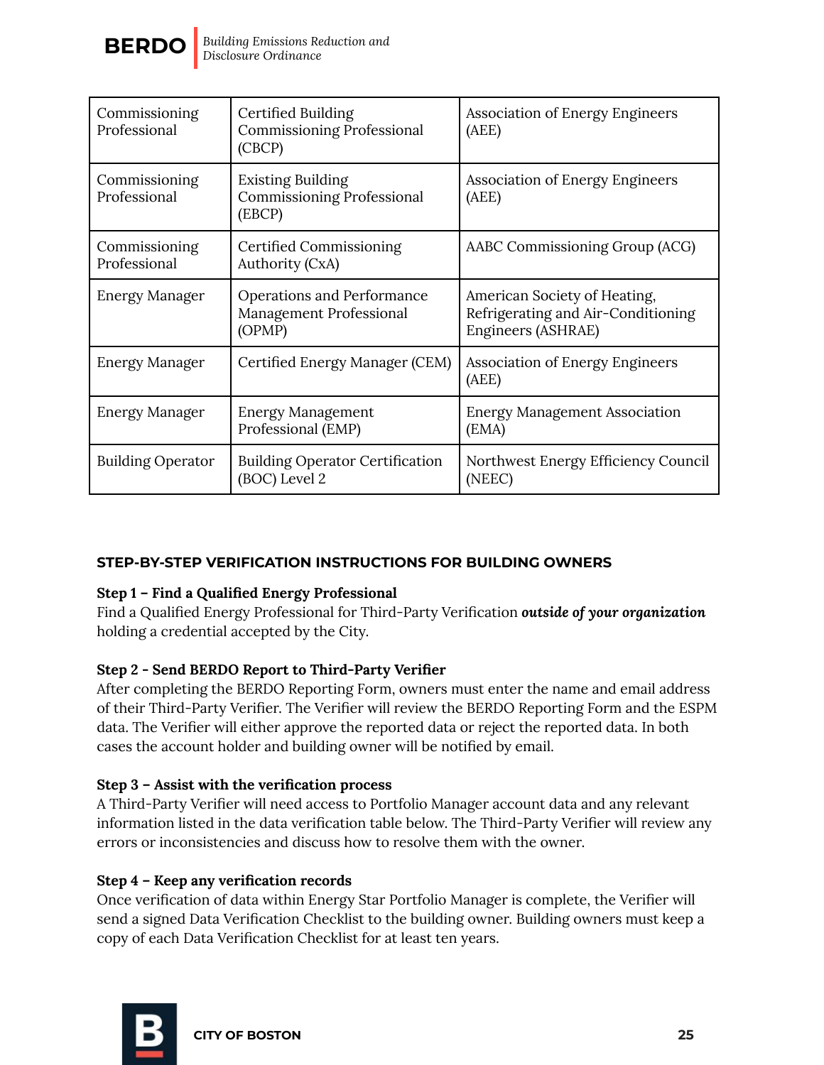| Commissioning Professional | Certified Building Commissioning Professional (CBCP) | Association of Energy Engineers (AEE) |
|---|---|---|
| Commissioning Professional | Existing Building Commissioning Professional (EBCP) | Association of Energy Engineers (AEE) |
| Commissioning Professional | Certified Commissioning Authority (CxA) | AABC Commissioning Group (ACG) |
| Energy Manager | Operations and Performance Management Professional (OPMP) | American Society of Heating, Refrigerating and Air-Conditioning Engineers (ASHRAE) |
| Energy Manager | Certified Energy Manager (CEM) | Association of Energy Engineers (AEE) |
| Energy Manager | Energy Management Professional (EMP) | Energy Management Association (EMA) |
| Building Operator | Building Operator Certification (BOC) Level 2 | Northwest Energy Efficiency Council (NEEC) |

## STEP-BY-STEP VERIFICATION INSTRUCTIONS FOR BUILDING OWNERS

**Step 1 – Find a Qualified Energy Professional**

Find a Qualified Energy Professional for Third-Party Verification ***outside of your organization*** holding a credential accepted by the City.

**Step 2 - Send BERDO Report to Third-Party Verifier**

After completing the BERDO Reporting Form, owners must enter the name and email address of their Third-Party Verifier. The Verifier will review the BERDO Reporting Form and the ESPM data. The Verifier will either approve the reported data or reject the reported data. In both cases the account holder and building owner will be notified by email.

**Step 3 – Assist with the verification process**

A Third-Party Verifier will need access to Portfolio Manager account data and any relevant information listed in the data verification table below. The Third-Party Verifier will review any errors or inconsistencies and discuss how to resolve them with the owner.

**Step 4 – Keep any verification records**

Once verification of data within Energy Star Portfolio Manager is complete, the Verifier will send a signed Data Verification Checklist to the building owner. Building owners must keep a copy of each Data Verification Checklist for at least ten years.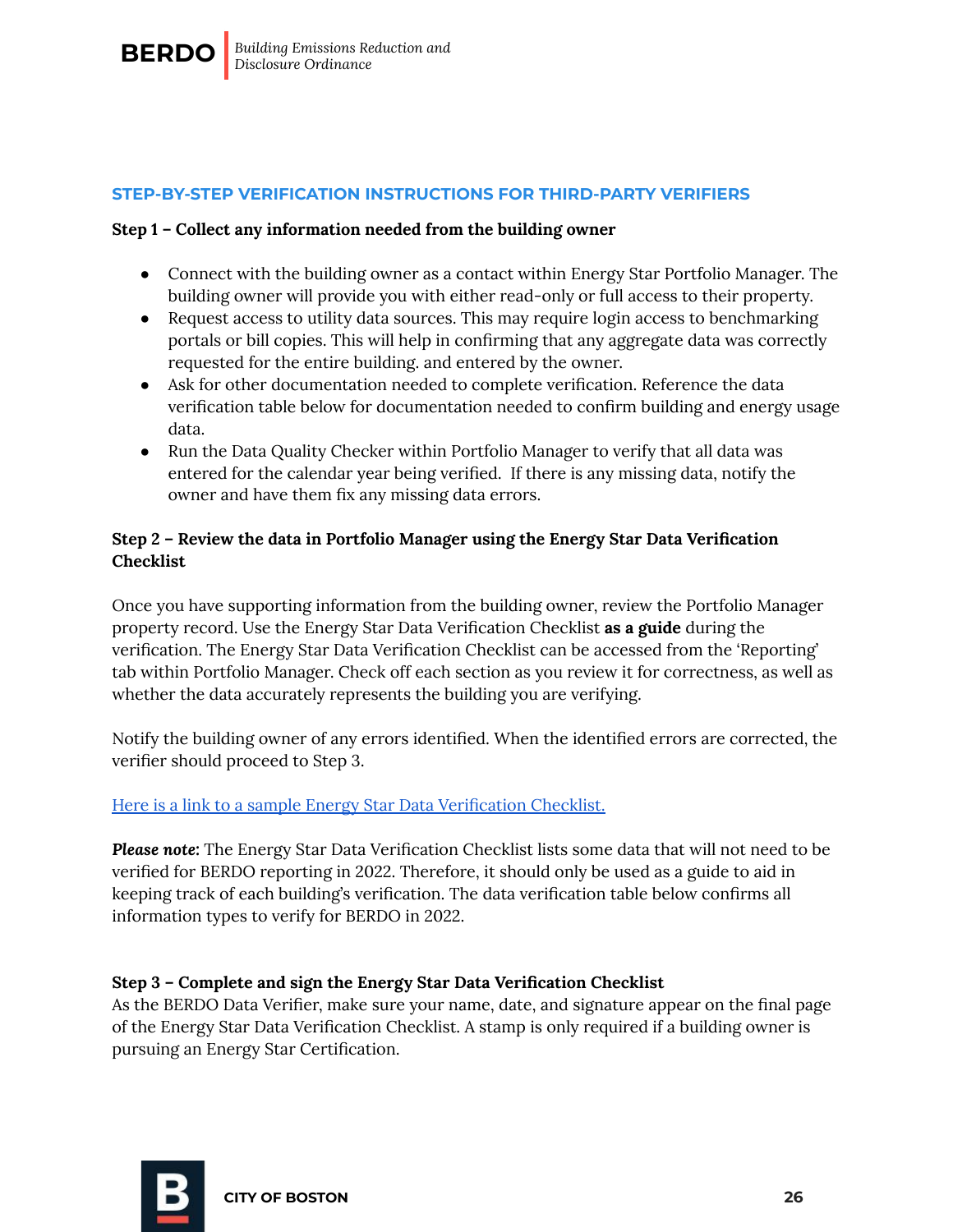## STEP-BY-STEP VERIFICATION INSTRUCTIONS FOR THIRD-PARTY VERIFIERS

**Step 1 – Collect any information needed from the building owner**

- Connect with the building owner as a contact within Energy Star Portfolio Manager. The building owner will provide you with either read-only or full access to their property.
- Request access to utility data sources. This may require login access to benchmarking portals or bill copies. This will help in confirming that any aggregate data was correctly requested for the entire building. and entered by the owner.
- Ask for other documentation needed to complete verification. Reference the data verification table below for documentation needed to confirm building and energy usage data.
- Run the Data Quality Checker within Portfolio Manager to verify that all data was entered for the calendar year being verified. If there is any missing data, notify the owner and have them fix any missing data errors.

**Step 2 – Review the data in Portfolio Manager using the Energy Star Data Verification Checklist**

Once you have supporting information from the building owner, review the Portfolio Manager property record. Use the Energy Star Data Verification Checklist **as a guide** during the verification. The Energy Star Data Verification Checklist can be accessed from the 'Reporting' tab within Portfolio Manager. Check off each section as you review it for correctness, as well as whether the data accurately represents the building you are verifying.

Notify the building owner of any errors identified. When the identified errors are corrected, the verifier should proceed to Step 3.

[Here is a link to a sample Energy Star Data Verification Checklist.]

***Please note:*** The Energy Star Data Verification Checklist lists some data that will not need to be verified for BERDO reporting in 2022. Therefore, it should only be used as a guide to aid in keeping track of each building's verification. The data verification table below confirms all information types to verify for BERDO in 2022.

**Step 3 – Complete and sign the Energy Star Data Verification Checklist**

As the BERDO Data Verifier, make sure your name, date, and signature appear on the final page of the Energy Star Data Verification Checklist. A stamp is only required if a building owner is pursuing an Energy Star Certification.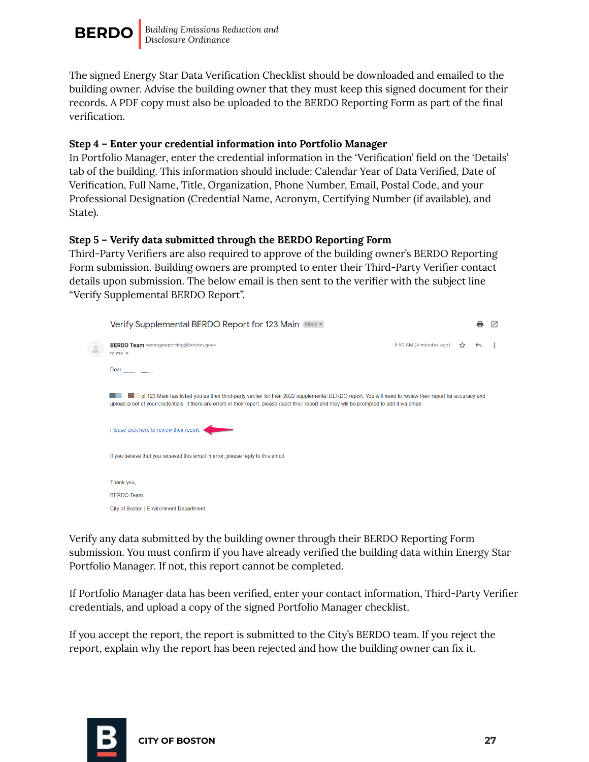The signed Energy Star Data Verification Checklist should be downloaded and emailed to the building owner. Advise the building owner that they must keep this signed document for their records. A PDF copy must also be uploaded to the BERDO Reporting Form as part of the final verification.

**Step 4 – Enter your credential information into Portfolio Manager**

In Portfolio Manager, enter the credential information in the 'Verification' field on the 'Details' tab of the building. This information should include: Calendar Year of Data Verified, Date of Verification, Full Name, Title, Organization, Phone Number, Email, Postal Code, and your Professional Designation (Credential Name, Acronym, Certifying Number (if available), and State).

**Step 5 – Verify data submitted through the BERDO Reporting Form**

Third-Party Verifiers are also required to approve of the building owner's BERDO Reporting Form submission. Building owners are prompted to enter their Third-Party Verifier contact details upon submission. The below email is then sent to the verifier with the subject line "Verify Supplemental BERDO Report".

> Verify Supplemental BERDO Report for 123 Main
>
> BERDO Team <energyreporting@boston.gov>
> to me
>
> 8:50 AM (4 minutes ago)
>
> Dear ____ ___,
>
> ____ of 123 Main has listed you as their third-party verifier for their 2022 supplemental BERDO report. You will need to review their report for accuracy and upload proof of your credentials. If there are errors in their report, please reject their report and they will be prompted to edit it via email.
>
> Please click here to review their report.
>
> If you believe that you received this email in error, please reply to this email.
>
> Thank you,
>
> BERDO Team
>
> City of Boston | Environment Department

Verify any data submitted by the building owner through their BERDO Reporting Form submission. You must confirm if you have already verified the building data within Energy Star Portfolio Manager. If not, this report cannot be completed.

If Portfolio Manager data has been verified, enter your contact information, Third-Party Verifier credentials, and upload a copy of the signed Portfolio Manager checklist.

If you accept the report, the report is submitted to the City's BERDO team. If you reject the report, explain why the report has been rejected and how the building owner can fix it.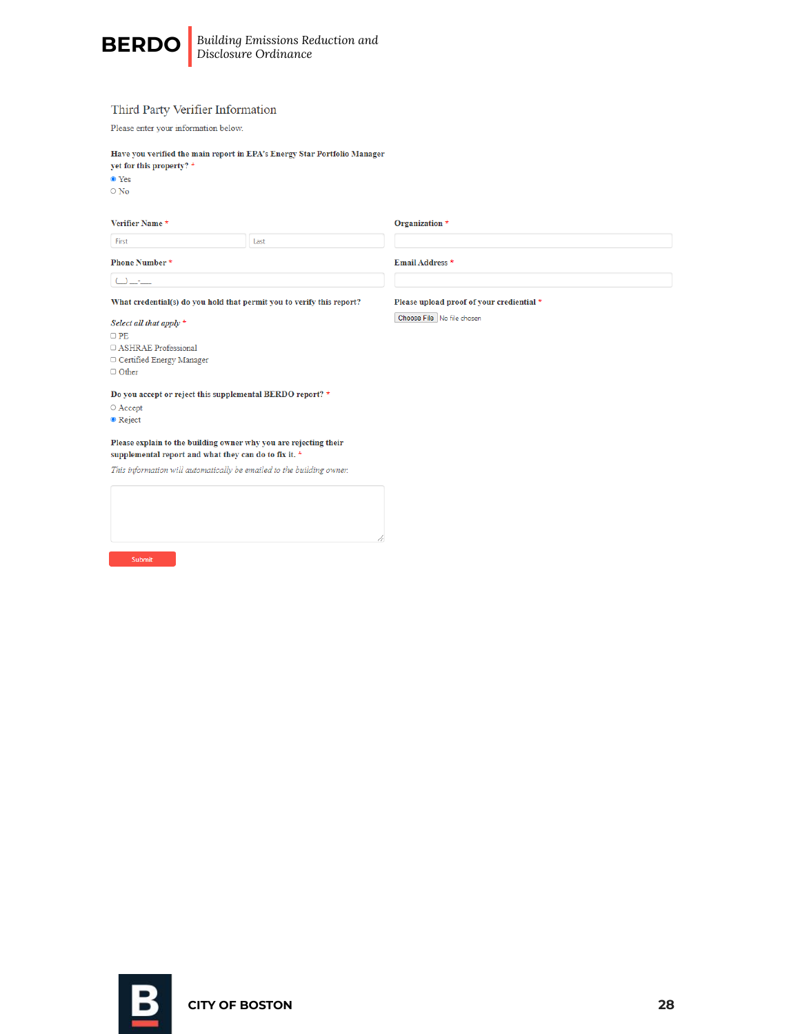# Third Party Verifier Information

Please enter your information below.

**Have you verified the main report in EPA's Energy Star Portfolio Manager yet for this property?** *

- (•) Yes
- ( ) No

**Verifier Name** *

First | Last

**Organization** *

**Phone Number** *

(__) __-__

**Email Address** *

**What credential(s) do you hold that permit you to verify this report?**

*Select all that apply* *

- [ ] PE
- [ ] ASHRAE Professional
- [ ] Certified Energy Manager
- [ ] Other

**Please upload proof of your credeintial** *

Choose File No file chosen

**Do you accept or reject this supplemental BERDO report?** *

- ( ) Accept
- (•) Reject

**Please explain to the building owner why you are rejecting their supplemental report and what they can do to fix it.** *

*This information will automatically be emailed to the building owner.*

Submit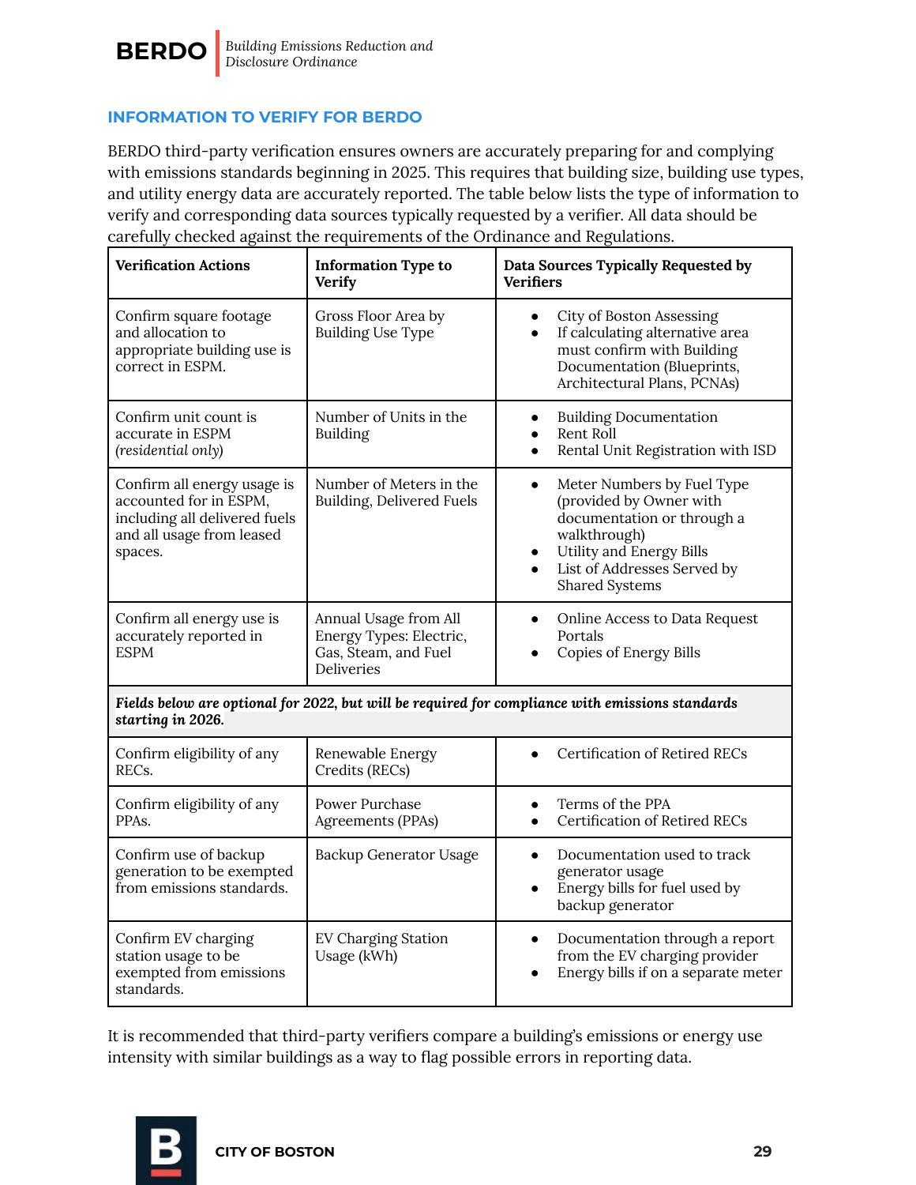## INFORMATION TO VERIFY FOR BERDO

BERDO third-party verification ensures owners are accurately preparing for and complying with emissions standards beginning in 2025. This requires that building size, building use types, and utility energy data are accurately reported. The table below lists the type of information to verify and corresponding data sources typically requested by a verifier. All data should be carefully checked against the requirements of the Ordinance and Regulations.

| Verification Actions | Information Type to Verify | Data Sources Typically Requested by Verifiers |
|---|---|---|
| Confirm square footage and allocation to appropriate building use is correct in ESPM. | Gross Floor Area by Building Use Type | • City of Boston Assessing<br>• If calculating alternative area must confirm with Building Documentation (Blueprints, Architectural Plans, PCNAs) |
| Confirm unit count is accurate in ESPM *(residential only)* | Number of Units in the Building | • Building Documentation<br>• Rent Roll<br>• Rental Unit Registration with ISD |
| Confirm all energy usage is accounted for in ESPM, including all delivered fuels and all usage from leased spaces. | Number of Meters in the Building, Delivered Fuels | • Meter Numbers by Fuel Type (provided by Owner with documentation or through a walkthrough)<br>• Utility and Energy Bills<br>• List of Addresses Served by Shared Systems |
| Confirm all energy use is accurately reported in ESPM | Annual Usage from All Energy Types: Electric, Gas, Steam, and Fuel Deliveries | • Online Access to Data Request Portals<br>• Copies of Energy Bills |
| ***Fields below are optional for 2022, but will be required for compliance with emissions standards starting in 2026.*** | | |
| Confirm eligibility of any RECs. | Renewable Energy Credits (RECs) | • Certification of Retired RECs |
| Confirm eligibility of any PPAs. | Power Purchase Agreements (PPAs) | • Terms of the PPA<br>• Certification of Retired RECs |
| Confirm use of backup generation to be exempted from emissions standards. | Backup Generator Usage | • Documentation used to track generator usage<br>• Energy bills for fuel used by backup generator |
| Confirm EV charging station usage to be exempted from emissions standards. | EV Charging Station Usage (kWh) | • Documentation through a report from the EV charging provider<br>• Energy bills if on a separate meter |

It is recommended that third-party verifiers compare a building's emissions or energy use intensity with similar buildings as a way to flag possible errors in reporting data.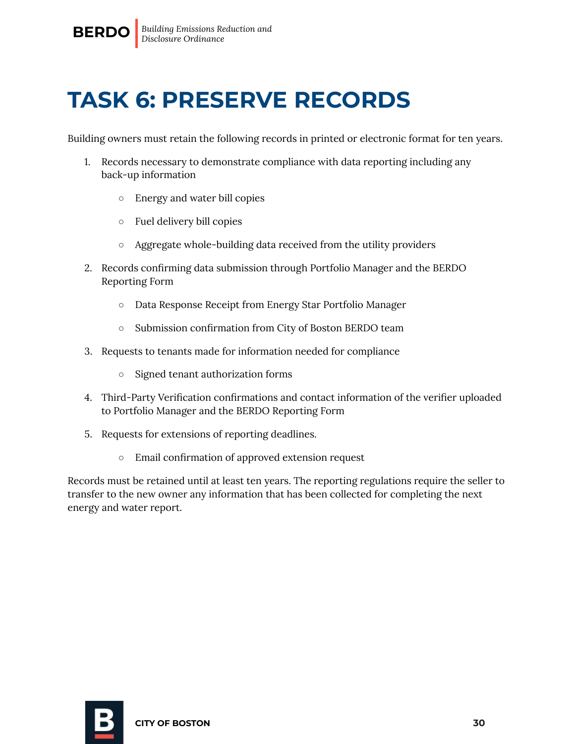# TASK 6: PRESERVE RECORDS

Building owners must retain the following records in printed or electronic format for ten years.

1. Records necessary to demonstrate compliance with data reporting including any back-up information
    - Energy and water bill copies
    - Fuel delivery bill copies
    - Aggregate whole-building data received from the utility providers
2. Records confirming data submission through Portfolio Manager and the BERDO Reporting Form
    - Data Response Receipt from Energy Star Portfolio Manager
    - Submission confirmation from City of Boston BERDO team
3. Requests to tenants made for information needed for compliance
    - Signed tenant authorization forms
4. Third-Party Verification confirmations and contact information of the verifier uploaded to Portfolio Manager and the BERDO Reporting Form
5. Requests for extensions of reporting deadlines.
    - Email confirmation of approved extension request

Records must be retained until at least ten years. The reporting regulations require the seller to transfer to the new owner any information that has been collected for completing the next energy and water report.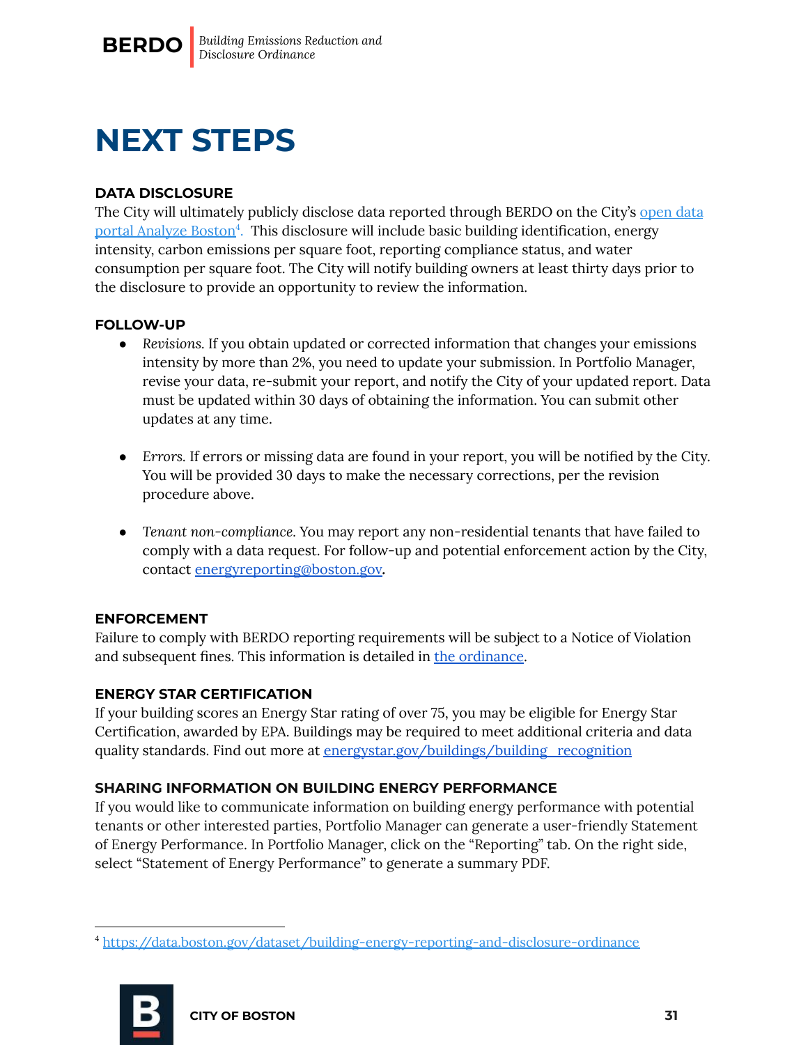# NEXT STEPS

### DATA DISCLOSURE

The City will ultimately publicly disclose data reported through BERDO on the City's open data portal Analyze Boston[4]. This disclosure will include basic building identification, energy intensity, carbon emissions per square foot, reporting compliance status, and water consumption per square foot. The City will notify building owners at least thirty days prior to the disclosure to provide an opportunity to review the information.

### FOLLOW-UP

- *Revisions.* If you obtain updated or corrected information that changes your emissions intensity by more than 2%, you need to update your submission. In Portfolio Manager, revise your data, re-submit your report, and notify the City of your updated report. Data must be updated within 30 days of obtaining the information. You can submit other updates at any time.

- *Errors.* If errors or missing data are found in your report, you will be notified by the City. You will be provided 30 days to make the necessary corrections, per the revision procedure above.

- *Tenant non-compliance.* You may report any non-residential tenants that have failed to comply with a data request. For follow-up and potential enforcement action by the City, contact energyreporting@boston.gov.

### ENFORCEMENT

Failure to comply with BERDO reporting requirements will be subject to a Notice of Violation and subsequent fines. This information is detailed in the ordinance.

### ENERGY STAR CERTIFICATION

If your building scores an Energy Star rating of over 75, you may be eligible for Energy Star Certification, awarded by EPA. Buildings may be required to meet additional criteria and data quality standards. Find out more at energystar.gov/buildings/building_recognition

### SHARING INFORMATION ON BUILDING ENERGY PERFORMANCE

If you would like to communicate information on building energy performance with potential tenants or other interested parties, Portfolio Manager can generate a user-friendly Statement of Energy Performance. In Portfolio Manager, click on the "Reporting" tab. On the right side, select "Statement of Energy Performance" to generate a summary PDF.

---

[4] https://data.boston.gov/dataset/building-energy-reporting-and-disclosure-ordinance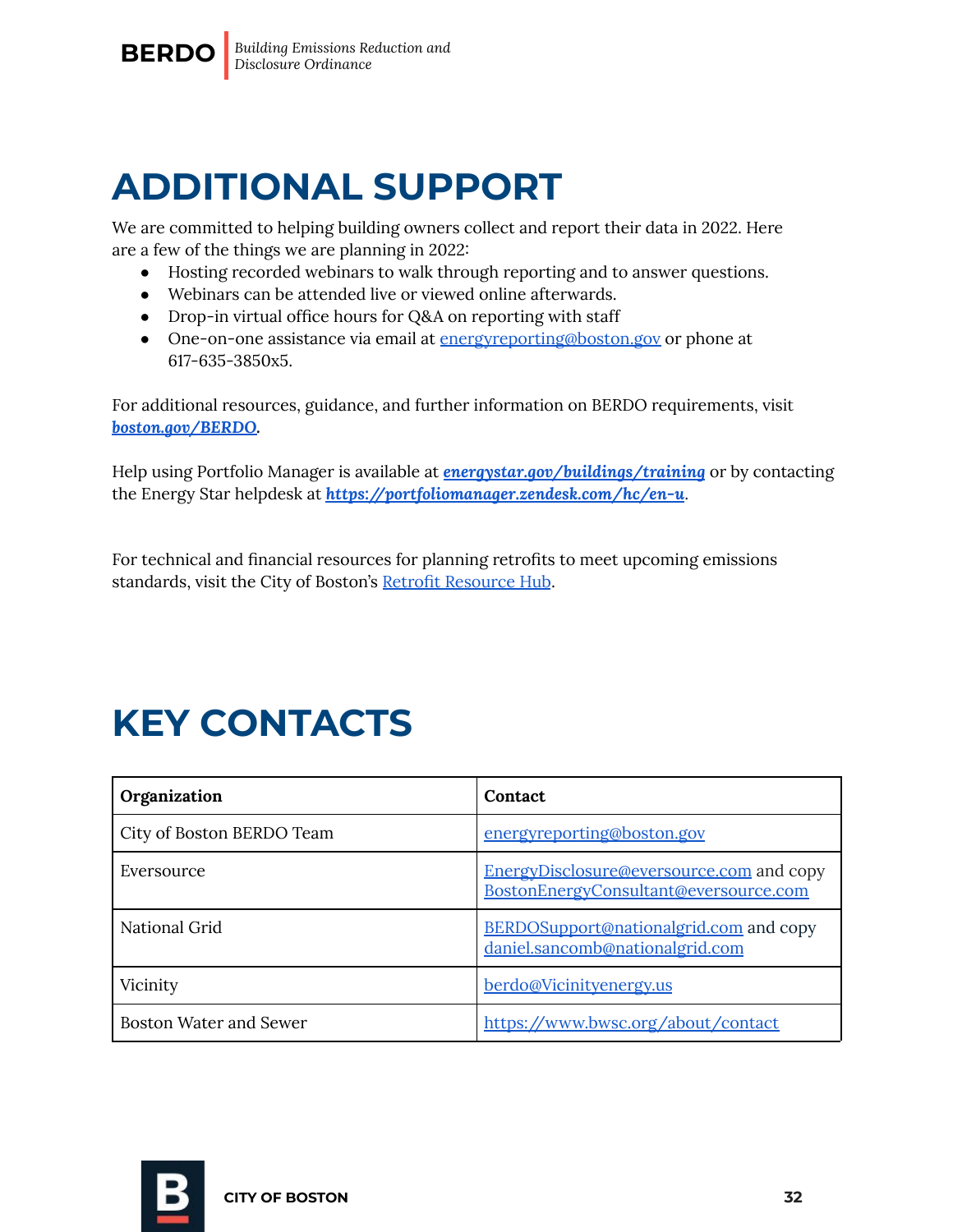# ADDITIONAL SUPPORT

We are committed to helping building owners collect and report their data in 2022. Here are a few of the things we are planning in 2022:

- Hosting recorded webinars to walk through reporting and to answer questions.
- Webinars can be attended live or viewed online afterwards.
- Drop-in virtual office hours for Q&A on reporting with staff
- One-on-one assistance via email at energyreporting@boston.gov or phone at 617-635-3850x5.

For additional resources, guidance, and further information on BERDO requirements, visit ***boston.gov/BERDO***.

Help using Portfolio Manager is available at ***energystar.gov/buildings/training*** or by contacting the Energy Star helpdesk at ***https://portfoliomanager.zendesk.com/hc/en-u***.

For technical and financial resources for planning retrofits to meet upcoming emissions standards, visit the City of Boston's Retrofit Resource Hub.

# KEY CONTACTS

| Organization | Contact |
|---|---|
| City of Boston BERDO Team | energyreporting@boston.gov |
| Eversource | EnergyDisclosure@eversource.com and copy BostonEnergyConsultant@eversource.com |
| National Grid | BERDOSupport@nationalgrid.com and copy daniel.sancomb@nationalgrid.com |
| Vicinity | berdo@Vicinityenergy.us |
| Boston Water and Sewer | https://www.bwsc.org/about/contact |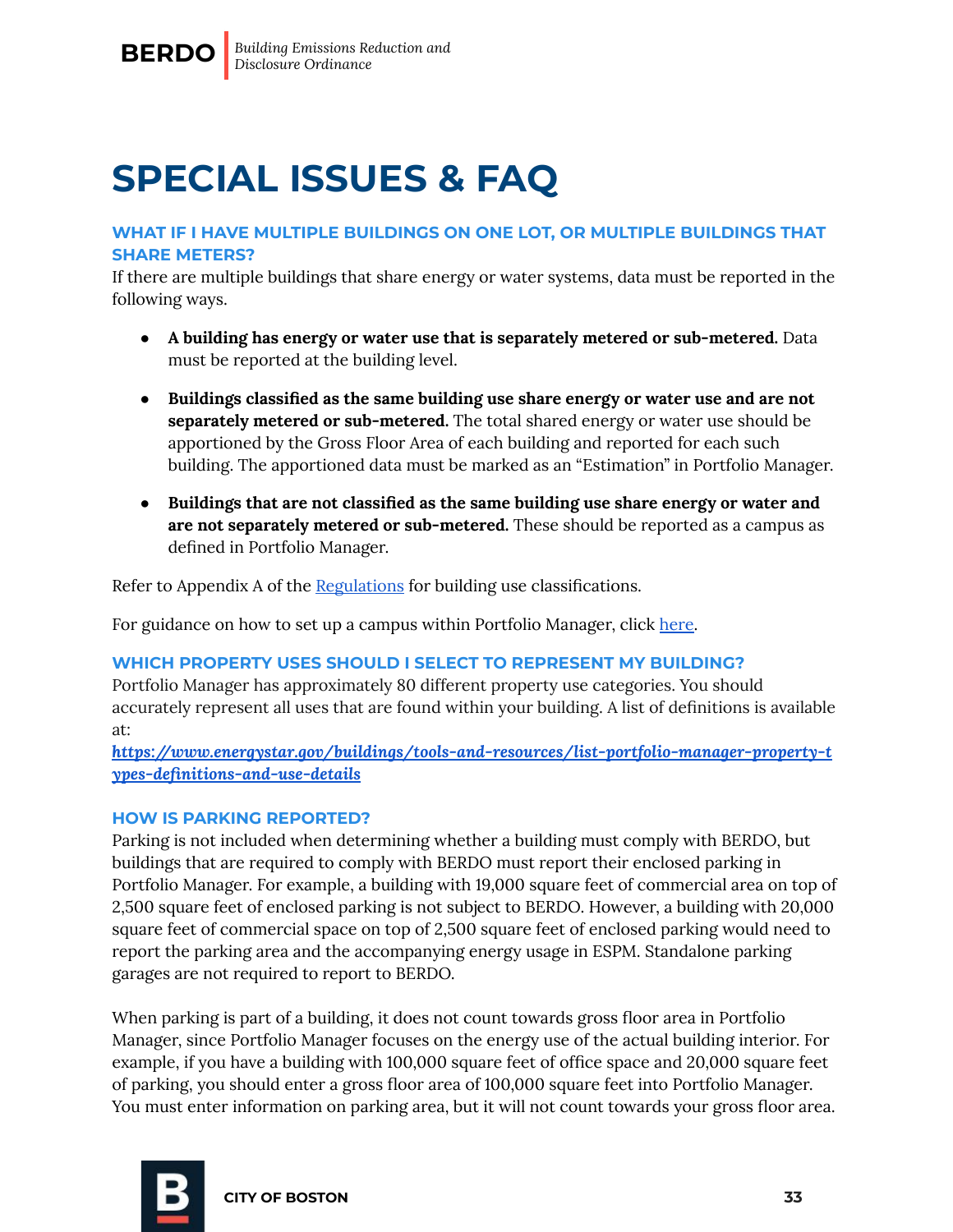# SPECIAL ISSUES & FAQ

### WHAT IF I HAVE MULTIPLE BUILDINGS ON ONE LOT, OR MULTIPLE BUILDINGS THAT SHARE METERS?

If there are multiple buildings that share energy or water systems, data must be reported in the following ways.

- **A building has energy or water use that is separately metered or sub-metered.** Data must be reported at the building level.
- **Buildings classified as the same building use share energy or water use and are not separately metered or sub-metered.** The total shared energy or water use should be apportioned by the Gross Floor Area of each building and reported for each such building. The apportioned data must be marked as an "Estimation" in Portfolio Manager.
- **Buildings that are not classified as the same building use share energy or water and are not separately metered or sub-metered.** These should be reported as a campus as defined in Portfolio Manager.

Refer to Appendix A of the Regulations for building use classifications.

For guidance on how to set up a campus within Portfolio Manager, click here.

### WHICH PROPERTY USES SHOULD I SELECT TO REPRESENT MY BUILDING?

Portfolio Manager has approximately 80 different property use categories. You should accurately represent all uses that are found within your building. A list of definitions is available at:
***https://www.energystar.gov/buildings/tools-and-resources/list-portfolio-manager-property-types-definitions-and-use-details***

### HOW IS PARKING REPORTED?

Parking is not included when determining whether a building must comply with BERDO, but buildings that are required to comply with BERDO must report their enclosed parking in Portfolio Manager. For example, a building with 19,000 square feet of commercial area on top of 2,500 square feet of enclosed parking is not subject to BERDO. However, a building with 20,000 square feet of commercial space on top of 2,500 square feet of enclosed parking would need to report the parking area and the accompanying energy usage in ESPM. Standalone parking garages are not required to report to BERDO.

When parking is part of a building, it does not count towards gross floor area in Portfolio Manager, since Portfolio Manager focuses on the energy use of the actual building interior. For example, if you have a building with 100,000 square feet of office space and 20,000 square feet of parking, you should enter a gross floor area of 100,000 square feet into Portfolio Manager. You must enter information on parking area, but it will not count towards your gross floor area.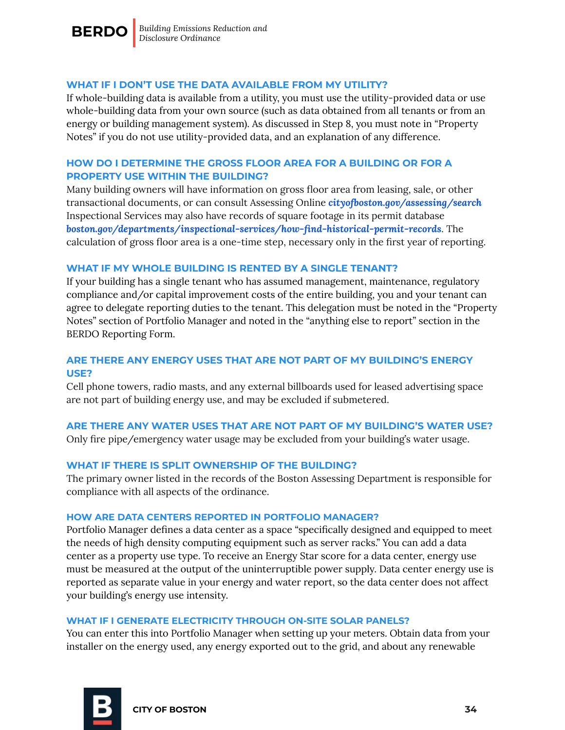### WHAT IF I DON'T USE THE DATA AVAILABLE FROM MY UTILITY?

If whole-building data is available from a utility, you must use the utility-provided data or use whole-building data from your own source (such as data obtained from all tenants or from an energy or building management system). As discussed in Step 8, you must note in "Property Notes" if you do not use utility-provided data, and an explanation of any difference.

### HOW DO I DETERMINE THE GROSS FLOOR AREA FOR A BUILDING OR FOR A PROPERTY USE WITHIN THE BUILDING?

Many building owners will have information on gross floor area from leasing, sale, or other transactional documents, or can consult Assessing Online ***cityofboston.gov/assessing/search*** Inspectional Services may also have records of square footage in its permit database ***boston.gov/departments/inspectional-services/how-find-historical-permit-records***. The calculation of gross floor area is a one-time step, necessary only in the first year of reporting.

### WHAT IF MY WHOLE BUILDING IS RENTED BY A SINGLE TENANT?

If your building has a single tenant who has assumed management, maintenance, regulatory compliance and/or capital improvement costs of the entire building, you and your tenant can agree to delegate reporting duties to the tenant. This delegation must be noted in the "Property Notes" section of Portfolio Manager and noted in the "anything else to report" section in the BERDO Reporting Form.

### ARE THERE ANY ENERGY USES THAT ARE NOT PART OF MY BUILDING'S ENERGY USE?

Cell phone towers, radio masts, and any external billboards used for leased advertising space are not part of building energy use, and may be excluded if submetered.

### ARE THERE ANY WATER USES THAT ARE NOT PART OF MY BUILDING'S WATER USE?

Only fire pipe/emergency water usage may be excluded from your building's water usage.

### WHAT IF THERE IS SPLIT OWNERSHIP OF THE BUILDING?

The primary owner listed in the records of the Boston Assessing Department is responsible for compliance with all aspects of the ordinance.

### HOW ARE DATA CENTERS REPORTED IN PORTFOLIO MANAGER?

Portfolio Manager defines a data center as a space "specifically designed and equipped to meet the needs of high density computing equipment such as server racks." You can add a data center as a property use type. To receive an Energy Star score for a data center, energy use must be measured at the output of the uninterruptible power supply. Data center energy use is reported as separate value in your energy and water report, so the data center does not affect your building's energy use intensity.

### WHAT IF I GENERATE ELECTRICITY THROUGH ON-SITE SOLAR PANELS?

You can enter this into Portfolio Manager when setting up your meters. Obtain data from your installer on the energy used, any energy exported out to the grid, and about any renewable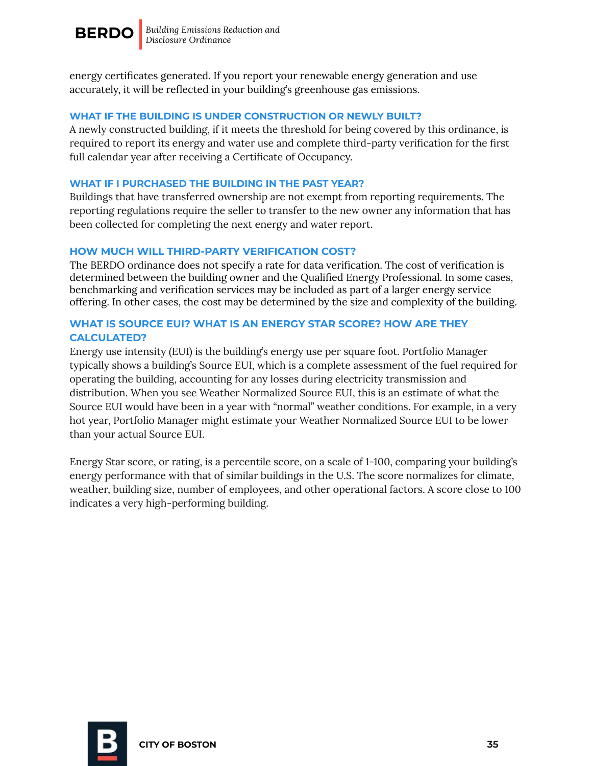energy certificates generated. If you report your renewable energy generation and use accurately, it will be reflected in your building's greenhouse gas emissions.

### WHAT IF THE BUILDING IS UNDER CONSTRUCTION OR NEWLY BUILT?

A newly constructed building, if it meets the threshold for being covered by this ordinance, is required to report its energy and water use and complete third-party verification for the first full calendar year after receiving a Certificate of Occupancy.

### WHAT IF I PURCHASED THE BUILDING IN THE PAST YEAR?

Buildings that have transferred ownership are not exempt from reporting requirements. The reporting regulations require the seller to transfer to the new owner any information that has been collected for completing the next energy and water report.

### HOW MUCH WILL THIRD-PARTY VERIFICATION COST?

The BERDO ordinance does not specify a rate for data verification. The cost of verification is determined between the building owner and the Qualified Energy Professional. In some cases, benchmarking and verification services may be included as part of a larger energy service offering. In other cases, the cost may be determined by the size and complexity of the building.

### WHAT IS SOURCE EUI? WHAT IS AN ENERGY STAR SCORE? HOW ARE THEY CALCULATED?

Energy use intensity (EUI) is the building's energy use per square foot. Portfolio Manager typically shows a building's Source EUI, which is a complete assessment of the fuel required for operating the building, accounting for any losses during electricity transmission and distribution. When you see Weather Normalized Source EUI, this is an estimate of what the Source EUI would have been in a year with "normal" weather conditions. For example, in a very hot year, Portfolio Manager might estimate your Weather Normalized Source EUI to be lower than your actual Source EUI.

Energy Star score, or rating, is a percentile score, on a scale of 1-100, comparing your building's energy performance with that of similar buildings in the U.S. The score normalizes for climate, weather, building size, number of employees, and other operational factors. A score close to 100 indicates a very high-performing building.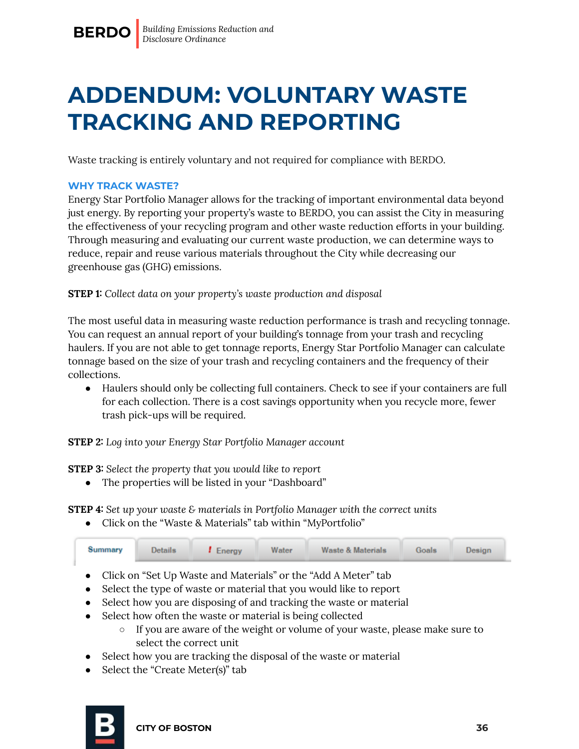# ADDENDUM: VOLUNTARY WASTE TRACKING AND REPORTING

Waste tracking is entirely voluntary and not required for compliance with BERDO.

### WHY TRACK WASTE?

Energy Star Portfolio Manager allows for the tracking of important environmental data beyond just energy. By reporting your property's waste to BERDO, you can assist the City in measuring the effectiveness of your recycling program and other waste reduction efforts in your building. Through measuring and evaluating our current waste production, we can determine ways to reduce, repair and reuse various materials throughout the City while decreasing our greenhouse gas (GHG) emissions.

**STEP 1:** *Collect data on your property's waste production and disposal*

The most useful data in measuring waste reduction performance is trash and recycling tonnage. You can request an annual report of your building's tonnage from your trash and recycling haulers. If you are not able to get tonnage reports, Energy Star Portfolio Manager can calculate tonnage based on the size of your trash and recycling containers and the frequency of their collections.

- Haulers should only be collecting full containers. Check to see if your containers are full for each collection. There is a cost savings opportunity when you recycle more, fewer trash pick-ups will be required.

**STEP 2:** *Log into your Energy Star Portfolio Manager account*

**STEP 3:** *Select the property that you would like to report*

- The properties will be listed in your "Dashboard"

**STEP 4:** *Set up your waste & materials in Portfolio Manager with the correct units*

- Click on the "Waste & Materials" tab within "MyPortfolio"

| Summary | Details | ! Energy | Water | Waste & Materials | Goals | Design |
|---|---|---|---|---|---|---|

- Click on "Set Up Waste and Materials" or the "Add A Meter" tab
- Select the type of waste or material that you would like to report
- Select how you are disposing of and tracking the waste or material
- Select how often the waste or material is being collected
  - If you are aware of the weight or volume of your waste, please make sure to select the correct unit
- Select how you are tracking the disposal of the waste or material
- Select the "Create Meter(s)" tab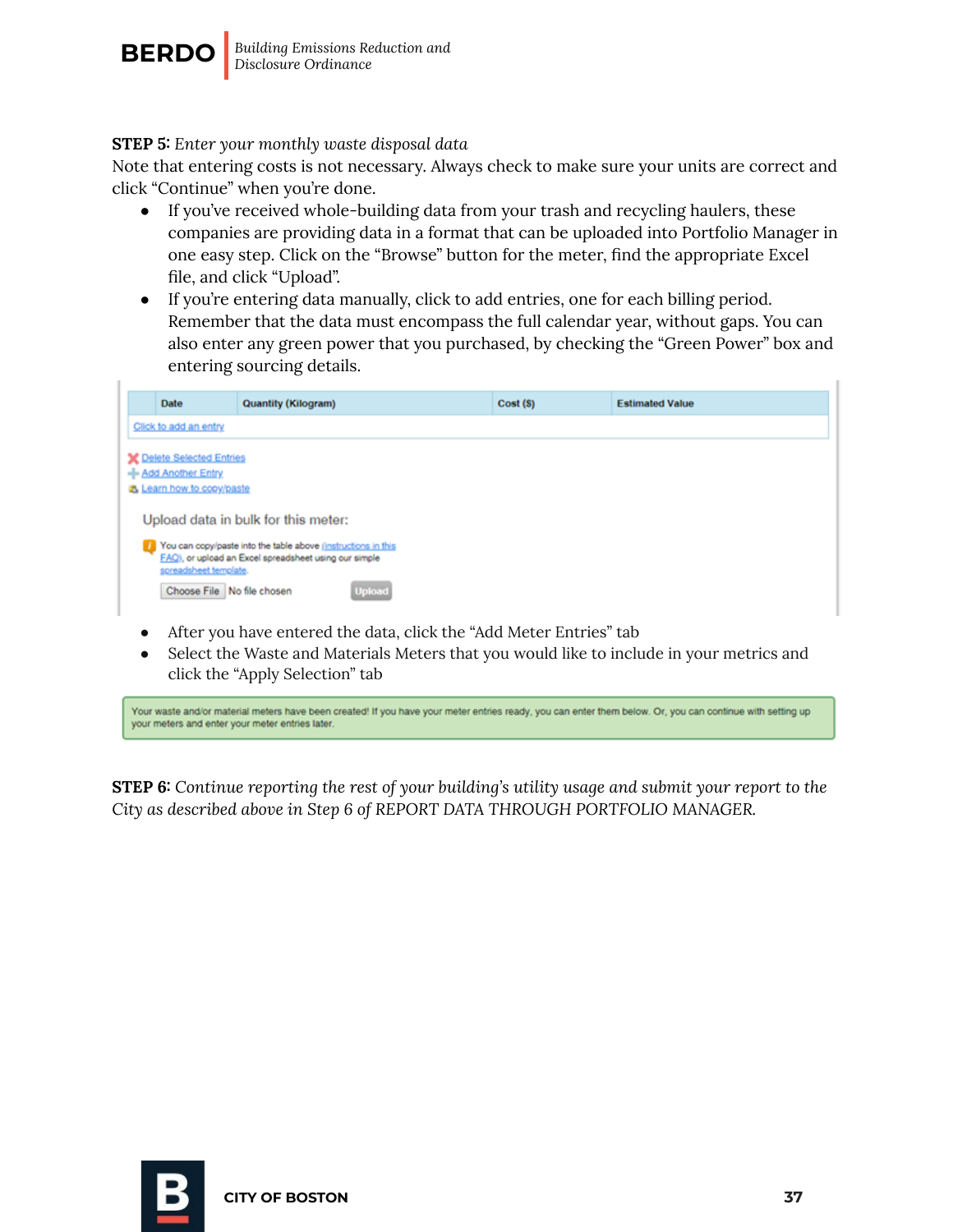**STEP 5:** *Enter your monthly waste disposal data*

Note that entering costs is not necessary. Always check to make sure your units are correct and click "Continue" when you're done.

- If you've received whole-building data from your trash and recycling haulers, these companies are providing data in a format that can be uploaded into Portfolio Manager in one easy step. Click on the "Browse" button for the meter, find the appropriate Excel file, and click "Upload".
- If you're entering data manually, click to add entries, one for each billing period. Remember that the data must encompass the full calendar year, without gaps. You can also enter any green power that you purchased, by checking the "Green Power" box and entering sourcing details.

| | Date | Quantity (Kilogram) | Cost ($) | Estimated Value |
|---|---|---|---|---|
| Click to add an entry | | | | |

Delete Selected Entries

Add Another Entry

Learn how to copy/paste

Upload data in bulk for this meter:

You can copy/paste into the table above (instructions in this FAQ), or upload an Excel spreadsheet using our simple spreadsheet template.

Choose File No file chosen Upload

- After you have entered the data, click the "Add Meter Entries" tab
- Select the Waste and Materials Meters that you would like to include in your metrics and click the "Apply Selection" tab

Your waste and/or material meters have been created! If you have your meter entries ready, you can enter them below. Or, you can continue with setting up your meters and enter your meter entries later.

**STEP 6:** *Continue reporting the rest of your building's utility usage and submit your report to the City as described above in Step 6 of REPORT DATA THROUGH PORTFOLIO MANAGER.*